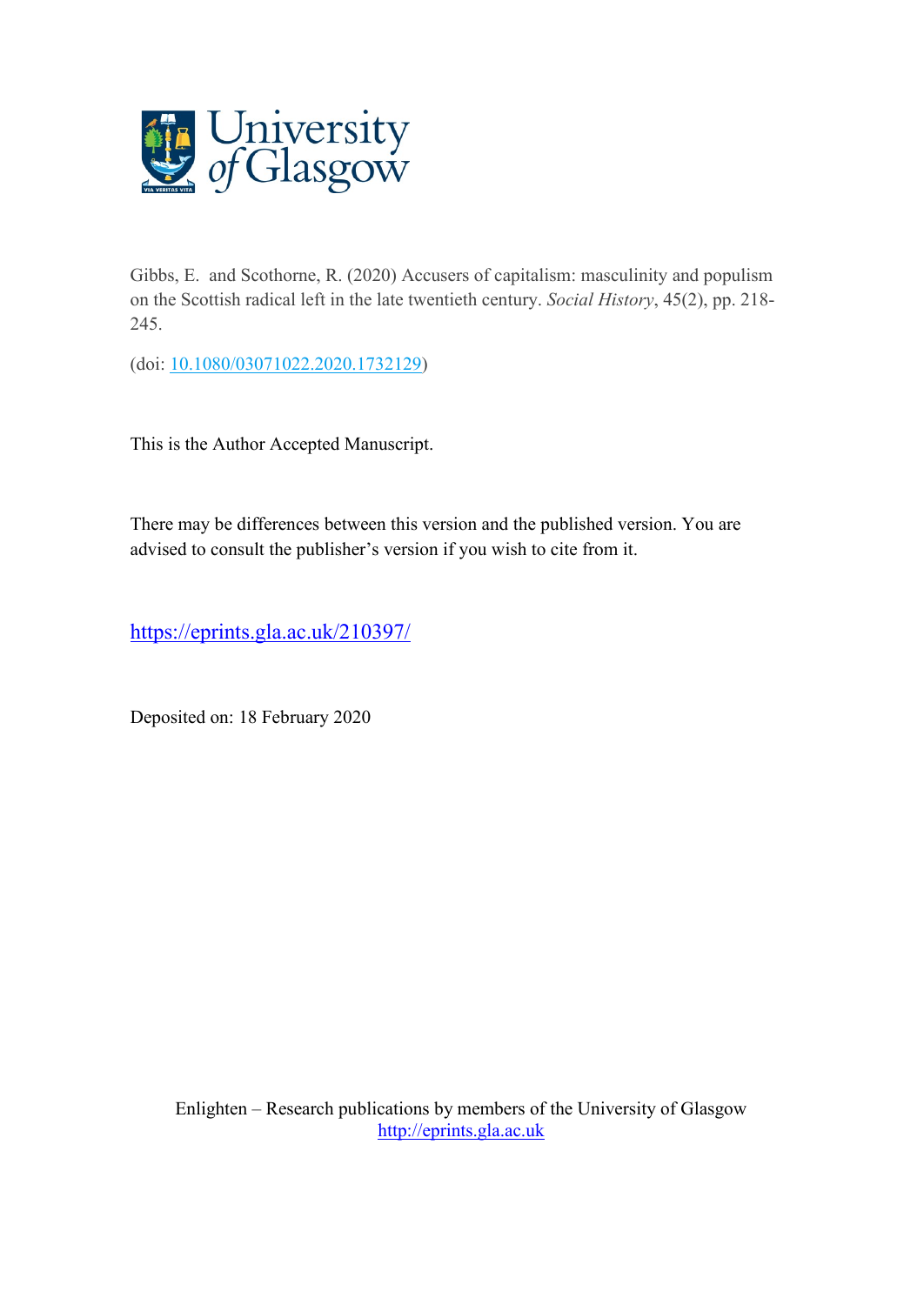Gibbs, E. and Scothorne, R. (2020) Accusers of capitalism: masculinity and populism on the Scottish radical left in the late twentieth century. *Social History*, 45(2), pp. 218-245.

(doi: 10.1080/03071022.2020.1732129)

This is the Author Accepted Manuscript.

There may be differences between this version and the published version. You are advised to consult the publisher's version if you wish to cite from it.

https://eprints.gla.ac.uk/210397/

Deposited on: 18 February 2020

Enlighten – Research publications by members of the University of Glasgow
http://eprints.gla.ac.uk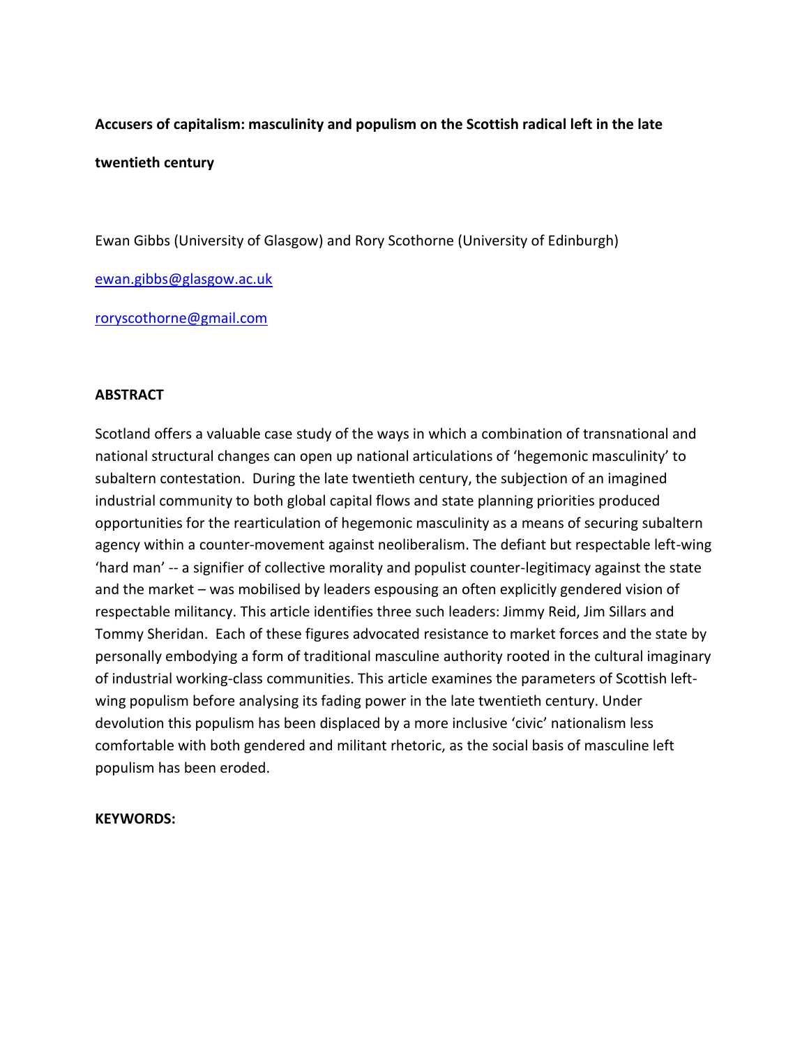**Accusers of capitalism: masculinity and populism on the Scottish radical left in the late twentieth century**

Ewan Gibbs (University of Glasgow) and Rory Scothorne (University of Edinburgh)

ewan.gibbs@glasgow.ac.uk

roryscothorne@gmail.com

**ABSTRACT**

Scotland offers a valuable case study of the ways in which a combination of transnational and national structural changes can open up national articulations of 'hegemonic masculinity' to subaltern contestation. During the late twentieth century, the subjection of an imagined industrial community to both global capital flows and state planning priorities produced opportunities for the rearticulation of hegemonic masculinity as a means of securing subaltern agency within a counter-movement against neoliberalism. The defiant but respectable left-wing 'hard man' -- a signifier of collective morality and populist counter-legitimacy against the state and the market – was mobilised by leaders espousing an often explicitly gendered vision of respectable militancy. This article identifies three such leaders: Jimmy Reid, Jim Sillars and Tommy Sheridan. Each of these figures advocated resistance to market forces and the state by personally embodying a form of traditional masculine authority rooted in the cultural imaginary of industrial working-class communities. This article examines the parameters of Scottish left-wing populism before analysing its fading power in the late twentieth century. Under devolution this populism has been displaced by a more inclusive 'civic' nationalism less comfortable with both gendered and militant rhetoric, as the social basis of masculine left populism has been eroded.

**KEYWORDS:**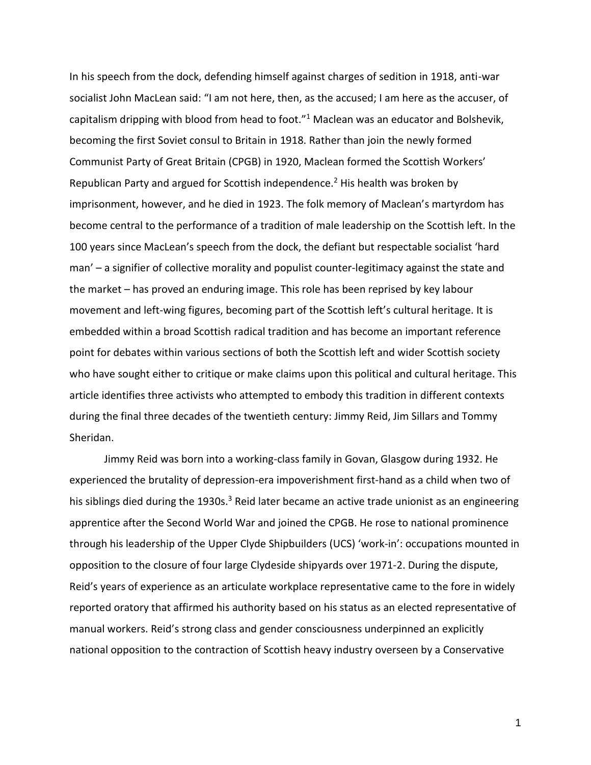In his speech from the dock, defending himself against charges of sedition in 1918, anti-war socialist John MacLean said: "I am not here, then, as the accused; I am here as the accuser, of capitalism dripping with blood from head to foot."[1] Maclean was an educator and Bolshevik, becoming the first Soviet consul to Britain in 1918. Rather than join the newly formed Communist Party of Great Britain (CPGB) in 1920, Maclean formed the Scottish Workers' Republican Party and argued for Scottish independence.[2] His health was broken by imprisonment, however, and he died in 1923. The folk memory of Maclean's martyrdom has become central to the performance of a tradition of male leadership on the Scottish left. In the 100 years since MacLean's speech from the dock, the defiant but respectable socialist 'hard man' – a signifier of collective morality and populist counter-legitimacy against the state and the market – has proved an enduring image. This role has been reprised by key labour movement and left-wing figures, becoming part of the Scottish left's cultural heritage. It is embedded within a broad Scottish radical tradition and has become an important reference point for debates within various sections of both the Scottish left and wider Scottish society who have sought either to critique or make claims upon this political and cultural heritage. This article identifies three activists who attempted to embody this tradition in different contexts during the final three decades of the twentieth century: Jimmy Reid, Jim Sillars and Tommy Sheridan.

Jimmy Reid was born into a working-class family in Govan, Glasgow during 1932. He experienced the brutality of depression-era impoverishment first-hand as a child when two of his siblings died during the 1930s.[3] Reid later became an active trade unionist as an engineering apprentice after the Second World War and joined the CPGB. He rose to national prominence through his leadership of the Upper Clyde Shipbuilders (UCS) 'work-in': occupations mounted in opposition to the closure of four large Clydeside shipyards over 1971-2. During the dispute, Reid's years of experience as an articulate workplace representative came to the fore in widely reported oratory that affirmed his authority based on his status as an elected representative of manual workers. Reid's strong class and gender consciousness underpinned an explicitly national opposition to the contraction of Scottish heavy industry overseen by a Conservative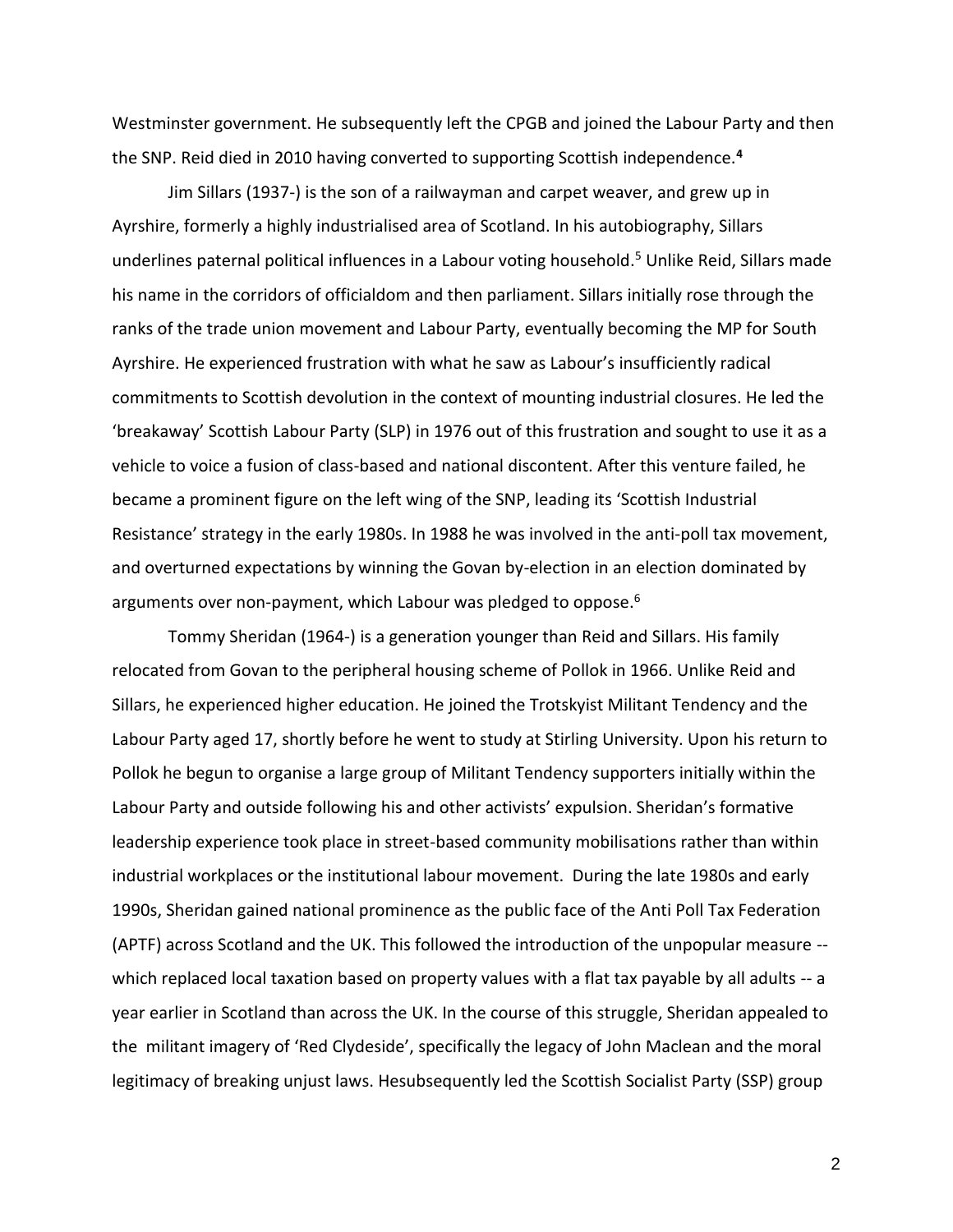Westminster government. He subsequently left the CPGB and joined the Labour Party and then the SNP. Reid died in 2010 having converted to supporting Scottish independence.[4]

Jim Sillars (1937-) is the son of a railwayman and carpet weaver, and grew up in Ayrshire, formerly a highly industrialised area of Scotland. In his autobiography, Sillars underlines paternal political influences in a Labour voting household.[5] Unlike Reid, Sillars made his name in the corridors of officialdom and then parliament. Sillars initially rose through the ranks of the trade union movement and Labour Party, eventually becoming the MP for South Ayrshire. He experienced frustration with what he saw as Labour's insufficiently radical commitments to Scottish devolution in the context of mounting industrial closures. He led the 'breakaway' Scottish Labour Party (SLP) in 1976 out of this frustration and sought to use it as a vehicle to voice a fusion of class-based and national discontent. After this venture failed, he became a prominent figure on the left wing of the SNP, leading its 'Scottish Industrial Resistance' strategy in the early 1980s. In 1988 he was involved in the anti-poll tax movement, and overturned expectations by winning the Govan by-election in an election dominated by arguments over non-payment, which Labour was pledged to oppose.[6]

Tommy Sheridan (1964-) is a generation younger than Reid and Sillars. His family relocated from Govan to the peripheral housing scheme of Pollok in 1966. Unlike Reid and Sillars, he experienced higher education. He joined the Trotskyist Militant Tendency and the Labour Party aged 17, shortly before he went to study at Stirling University. Upon his return to Pollok he begun to organise a large group of Militant Tendency supporters initially within the Labour Party and outside following his and other activists' expulsion. Sheridan's formative leadership experience took place in street-based community mobilisations rather than within industrial workplaces or the institutional labour movement. During the late 1980s and early 1990s, Sheridan gained national prominence as the public face of the Anti Poll Tax Federation (APTF) across Scotland and the UK. This followed the introduction of the unpopular measure -- which replaced local taxation based on property values with a flat tax payable by all adults -- a year earlier in Scotland than across the UK. In the course of this struggle, Sheridan appealed to the militant imagery of 'Red Clydeside', specifically the legacy of John Maclean and the moral legitimacy of breaking unjust laws. Hesubsequently led the Scottish Socialist Party (SSP) group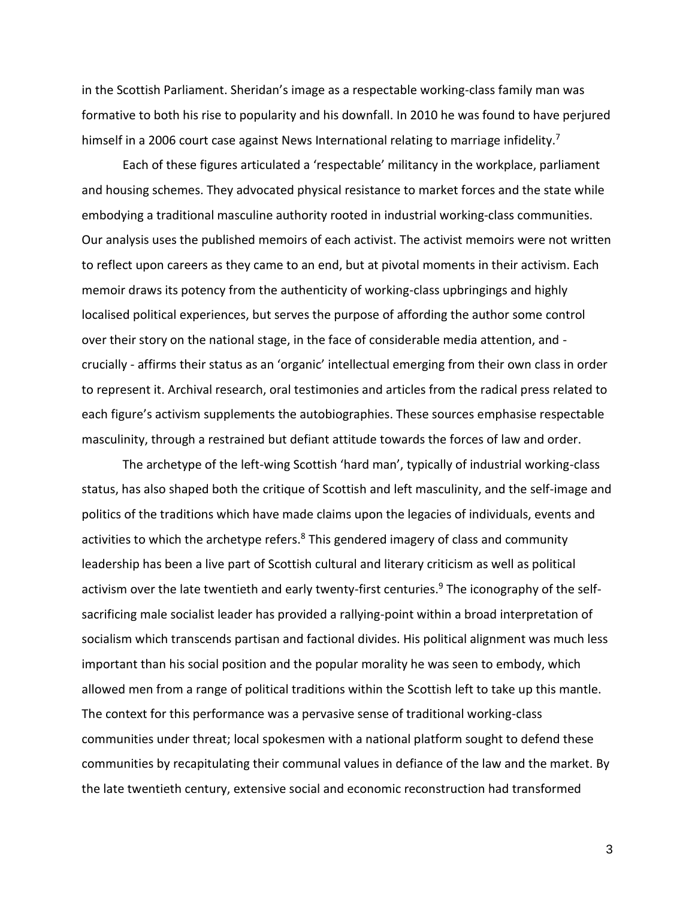in the Scottish Parliament. Sheridan's image as a respectable working-class family man was formative to both his rise to popularity and his downfall. In 2010 he was found to have perjured himself in a 2006 court case against News International relating to marriage infidelity.[7]

Each of these figures articulated a 'respectable' militancy in the workplace, parliament and housing schemes. They advocated physical resistance to market forces and the state while embodying a traditional masculine authority rooted in industrial working-class communities. Our analysis uses the published memoirs of each activist. The activist memoirs were not written to reflect upon careers as they came to an end, but at pivotal moments in their activism. Each memoir draws its potency from the authenticity of working-class upbringings and highly localised political experiences, but serves the purpose of affording the author some control over their story on the national stage, in the face of considerable media attention, and - crucially - affirms their status as an 'organic' intellectual emerging from their own class in order to represent it. Archival research, oral testimonies and articles from the radical press related to each figure's activism supplements the autobiographies. These sources emphasise respectable masculinity, through a restrained but defiant attitude towards the forces of law and order.

The archetype of the left-wing Scottish 'hard man', typically of industrial working-class status, has also shaped both the critique of Scottish and left masculinity, and the self-image and politics of the traditions which have made claims upon the legacies of individuals, events and activities to which the archetype refers.[8] This gendered imagery of class and community leadership has been a live part of Scottish cultural and literary criticism as well as political activism over the late twentieth and early twenty-first centuries.[9] The iconography of the self-sacrificing male socialist leader has provided a rallying-point within a broad interpretation of socialism which transcends partisan and factional divides. His political alignment was much less important than his social position and the popular morality he was seen to embody, which allowed men from a range of political traditions within the Scottish left to take up this mantle. The context for this performance was a pervasive sense of traditional working-class communities under threat; local spokesmen with a national platform sought to defend these communities by recapitulating their communal values in defiance of the law and the market. By the late twentieth century, extensive social and economic reconstruction had transformed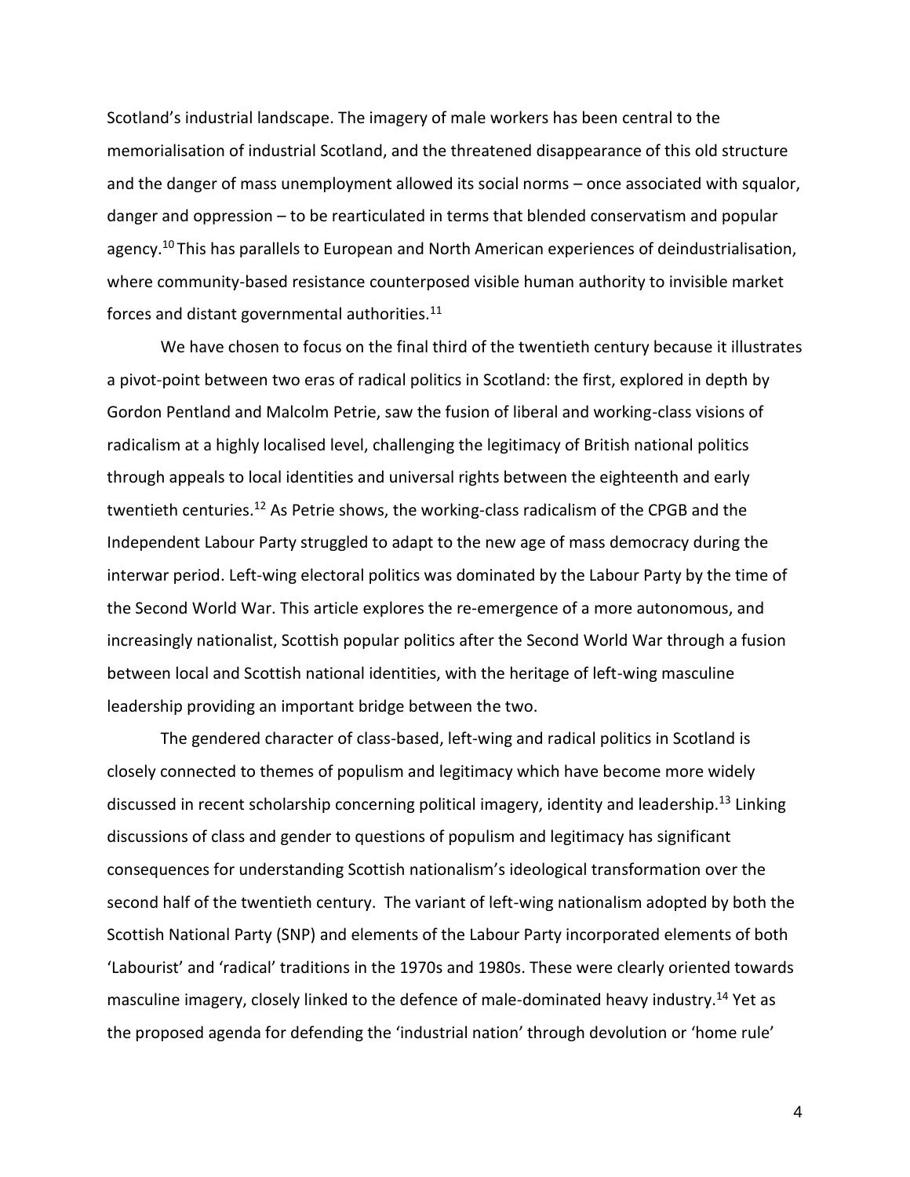Scotland's industrial landscape. The imagery of male workers has been central to the memorialisation of industrial Scotland, and the threatened disappearance of this old structure and the danger of mass unemployment allowed its social norms – once associated with squalor, danger and oppression – to be rearticulated in terms that blended conservatism and popular agency.[10] This has parallels to European and North American experiences of deindustrialisation, where community-based resistance counterposed visible human authority to invisible market forces and distant governmental authorities.[11]

We have chosen to focus on the final third of the twentieth century because it illustrates a pivot-point between two eras of radical politics in Scotland: the first, explored in depth by Gordon Pentland and Malcolm Petrie, saw the fusion of liberal and working-class visions of radicalism at a highly localised level, challenging the legitimacy of British national politics through appeals to local identities and universal rights between the eighteenth and early twentieth centuries.[12] As Petrie shows, the working-class radicalism of the CPGB and the Independent Labour Party struggled to adapt to the new age of mass democracy during the interwar period. Left-wing electoral politics was dominated by the Labour Party by the time of the Second World War. This article explores the re-emergence of a more autonomous, and increasingly nationalist, Scottish popular politics after the Second World War through a fusion between local and Scottish national identities, with the heritage of left-wing masculine leadership providing an important bridge between the two.

The gendered character of class-based, left-wing and radical politics in Scotland is closely connected to themes of populism and legitimacy which have become more widely discussed in recent scholarship concerning political imagery, identity and leadership.[13] Linking discussions of class and gender to questions of populism and legitimacy has significant consequences for understanding Scottish nationalism's ideological transformation over the second half of the twentieth century. The variant of left-wing nationalism adopted by both the Scottish National Party (SNP) and elements of the Labour Party incorporated elements of both 'Labourist' and 'radical' traditions in the 1970s and 1980s. These were clearly oriented towards masculine imagery, closely linked to the defence of male-dominated heavy industry.[14] Yet as the proposed agenda for defending the 'industrial nation' through devolution or 'home rule'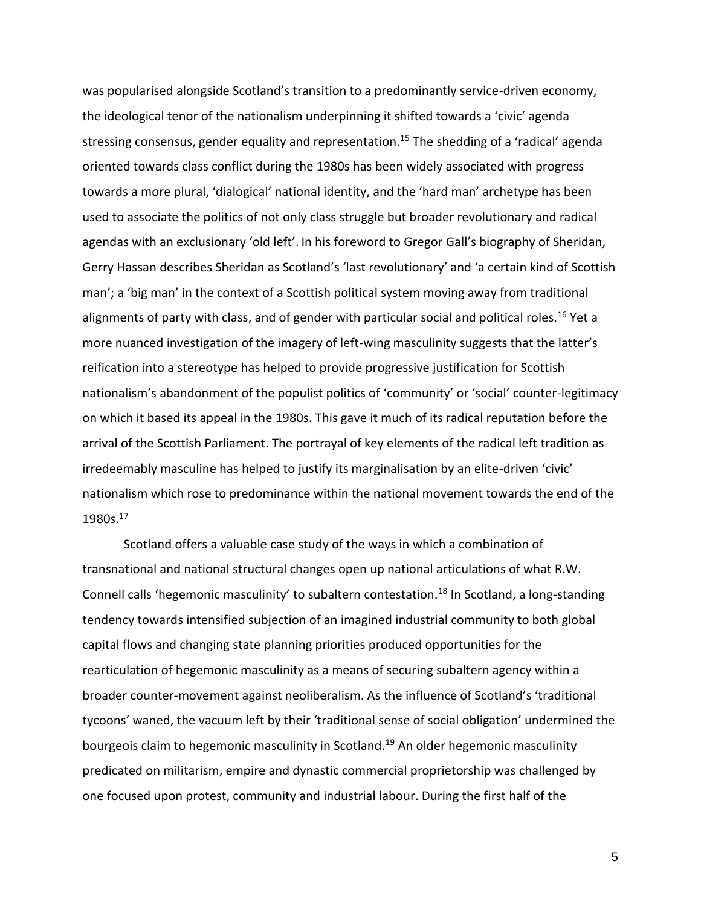was popularised alongside Scotland's transition to a predominantly service-driven economy, the ideological tenor of the nationalism underpinning it shifted towards a 'civic' agenda stressing consensus, gender equality and representation.[15] The shedding of a 'radical' agenda oriented towards class conflict during the 1980s has been widely associated with progress towards a more plural, 'dialogical' national identity, and the 'hard man' archetype has been used to associate the politics of not only class struggle but broader revolutionary and radical agendas with an exclusionary 'old left'. In his foreword to Gregor Gall's biography of Sheridan, Gerry Hassan describes Sheridan as Scotland's 'last revolutionary' and 'a certain kind of Scottish man'; a 'big man' in the context of a Scottish political system moving away from traditional alignments of party with class, and of gender with particular social and political roles.[16] Yet a more nuanced investigation of the imagery of left-wing masculinity suggests that the latter's reification into a stereotype has helped to provide progressive justification for Scottish nationalism's abandonment of the populist politics of 'community' or 'social' counter-legitimacy on which it based its appeal in the 1980s. This gave it much of its radical reputation before the arrival of the Scottish Parliament. The portrayal of key elements of the radical left tradition as irredeemably masculine has helped to justify its marginalisation by an elite-driven 'civic' nationalism which rose to predominance within the national movement towards the end of the 1980s.[17]

Scotland offers a valuable case study of the ways in which a combination of transnational and national structural changes open up national articulations of what R.W. Connell calls 'hegemonic masculinity' to subaltern contestation.[18] In Scotland, a long-standing tendency towards intensified subjection of an imagined industrial community to both global capital flows and changing state planning priorities produced opportunities for the rearticulation of hegemonic masculinity as a means of securing subaltern agency within a broader counter-movement against neoliberalism. As the influence of Scotland's 'traditional tycoons' waned, the vacuum left by their 'traditional sense of social obligation' undermined the bourgeois claim to hegemonic masculinity in Scotland.[19] An older hegemonic masculinity predicated on militarism, empire and dynastic commercial proprietorship was challenged by one focused upon protest, community and industrial labour. During the first half of the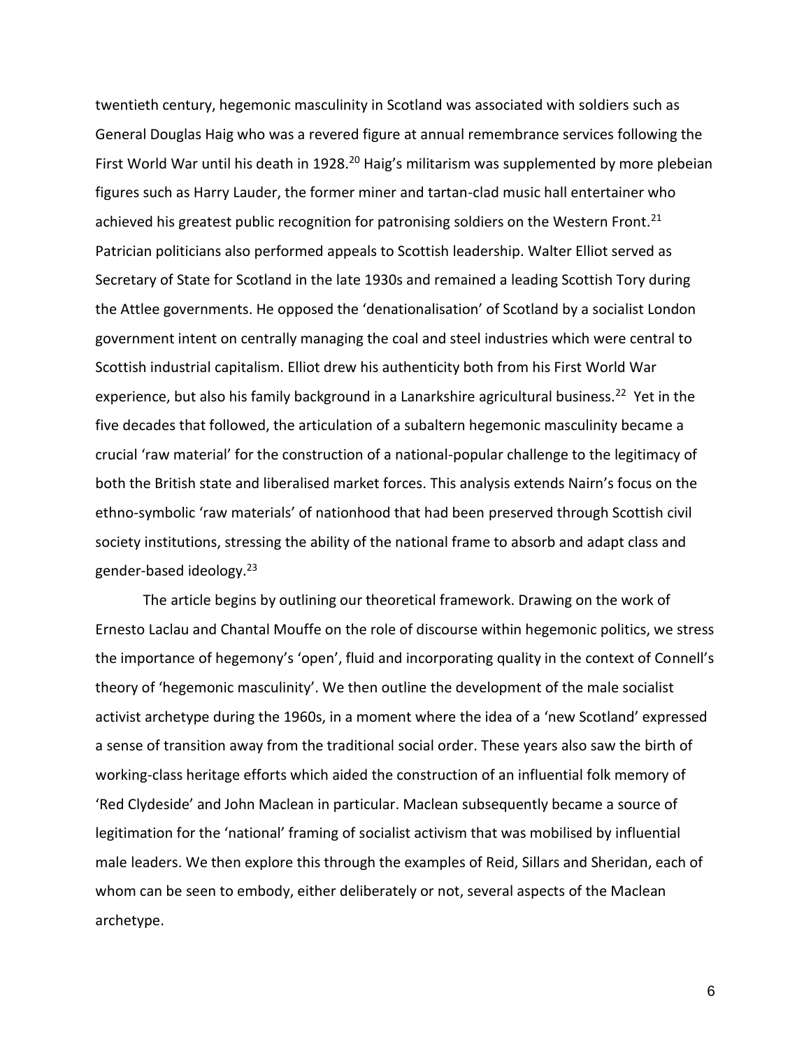twentieth century, hegemonic masculinity in Scotland was associated with soldiers such as General Douglas Haig who was a revered figure at annual remembrance services following the First World War until his death in 1928.[20] Haig's militarism was supplemented by more plebeian figures such as Harry Lauder, the former miner and tartan-clad music hall entertainer who achieved his greatest public recognition for patronising soldiers on the Western Front.[21] Patrician politicians also performed appeals to Scottish leadership. Walter Elliot served as Secretary of State for Scotland in the late 1930s and remained a leading Scottish Tory during the Attlee governments. He opposed the 'denationalisation' of Scotland by a socialist London government intent on centrally managing the coal and steel industries which were central to Scottish industrial capitalism. Elliot drew his authenticity both from his First World War experience, but also his family background in a Lanarkshire agricultural business.[22] Yet in the five decades that followed, the articulation of a subaltern hegemonic masculinity became a crucial 'raw material' for the construction of a national-popular challenge to the legitimacy of both the British state and liberalised market forces. This analysis extends Nairn's focus on the ethno-symbolic 'raw materials' of nationhood that had been preserved through Scottish civil society institutions, stressing the ability of the national frame to absorb and adapt class and gender-based ideology.[23]

The article begins by outlining our theoretical framework. Drawing on the work of Ernesto Laclau and Chantal Mouffe on the role of discourse within hegemonic politics, we stress the importance of hegemony's 'open', fluid and incorporating quality in the context of Connell's theory of 'hegemonic masculinity'. We then outline the development of the male socialist activist archetype during the 1960s, in a moment where the idea of a 'new Scotland' expressed a sense of transition away from the traditional social order. These years also saw the birth of working-class heritage efforts which aided the construction of an influential folk memory of 'Red Clydeside' and John Maclean in particular. Maclean subsequently became a source of legitimation for the 'national' framing of socialist activism that was mobilised by influential male leaders. We then explore this through the examples of Reid, Sillars and Sheridan, each of whom can be seen to embody, either deliberately or not, several aspects of the Maclean archetype.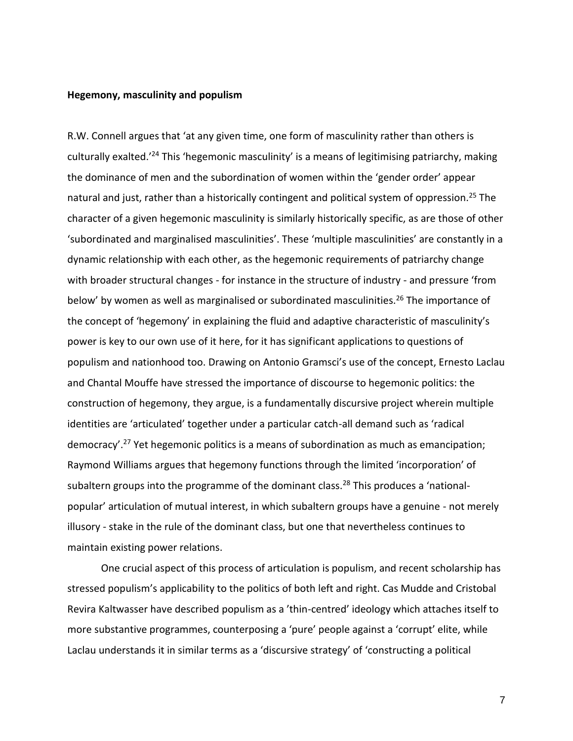**Hegemony, masculinity and populism**

R.W. Connell argues that 'at any given time, one form of masculinity rather than others is culturally exalted.'[24] This 'hegemonic masculinity' is a means of legitimising patriarchy, making the dominance of men and the subordination of women within the 'gender order' appear natural and just, rather than a historically contingent and political system of oppression.[25] The character of a given hegemonic masculinity is similarly historically specific, as are those of other 'subordinated and marginalised masculinities'. These 'multiple masculinities' are constantly in a dynamic relationship with each other, as the hegemonic requirements of patriarchy change with broader structural changes - for instance in the structure of industry - and pressure 'from below' by women as well as marginalised or subordinated masculinities.[26] The importance of the concept of 'hegemony' in explaining the fluid and adaptive characteristic of masculinity's power is key to our own use of it here, for it has significant applications to questions of populism and nationhood too. Drawing on Antonio Gramsci's use of the concept, Ernesto Laclau and Chantal Mouffe have stressed the importance of discourse to hegemonic politics: the construction of hegemony, they argue, is a fundamentally discursive project wherein multiple identities are 'articulated' together under a particular catch-all demand such as 'radical democracy'.[27] Yet hegemonic politics is a means of subordination as much as emancipation; Raymond Williams argues that hegemony functions through the limited 'incorporation' of subaltern groups into the programme of the dominant class.[28] This produces a 'national-popular' articulation of mutual interest, in which subaltern groups have a genuine - not merely illusory - stake in the rule of the dominant class, but one that nevertheless continues to maintain existing power relations.

One crucial aspect of this process of articulation is populism, and recent scholarship has stressed populism's applicability to the politics of both left and right. Cas Mudde and Cristobal Revira Kaltwasser have described populism as a 'thin-centred' ideology which attaches itself to more substantive programmes, counterposing a 'pure' people against a 'corrupt' elite, while Laclau understands it in similar terms as a 'discursive strategy' of 'constructing a political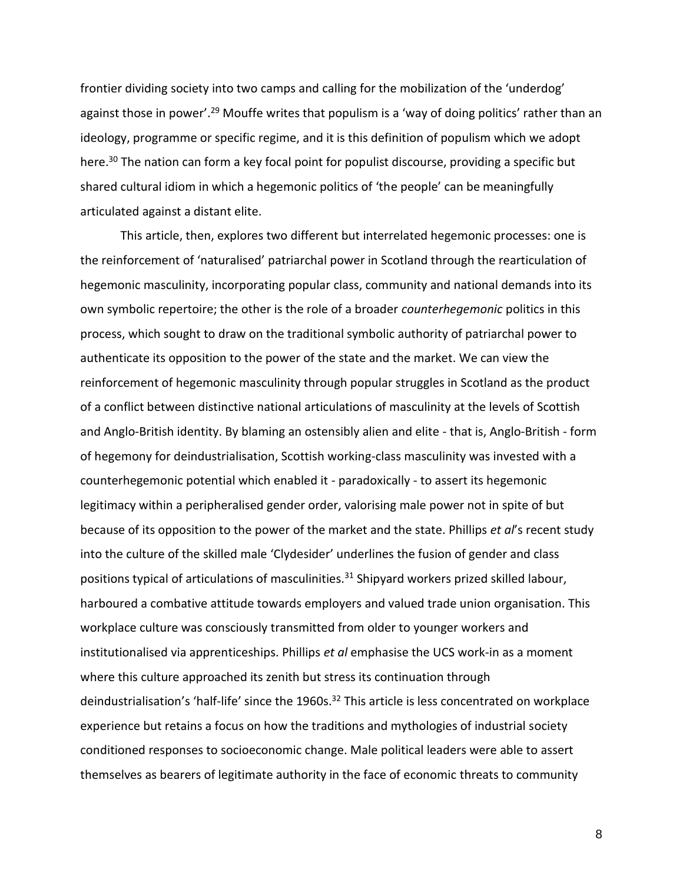frontier dividing society into two camps and calling for the mobilization of the 'underdog' against those in power'.[29] Mouffe writes that populism is a 'way of doing politics' rather than an ideology, programme or specific regime, and it is this definition of populism which we adopt here.[30] The nation can form a key focal point for populist discourse, providing a specific but shared cultural idiom in which a hegemonic politics of 'the people' can be meaningfully articulated against a distant elite.

This article, then, explores two different but interrelated hegemonic processes: one is the reinforcement of 'naturalised' patriarchal power in Scotland through the rearticulation of hegemonic masculinity, incorporating popular class, community and national demands into its own symbolic repertoire; the other is the role of a broader *counterhegemonic* politics in this process, which sought to draw on the traditional symbolic authority of patriarchal power to authenticate its opposition to the power of the state and the market. We can view the reinforcement of hegemonic masculinity through popular struggles in Scotland as the product of a conflict between distinctive national articulations of masculinity at the levels of Scottish and Anglo-British identity. By blaming an ostensibly alien and elite - that is, Anglo-British - form of hegemony for deindustrialisation, Scottish working-class masculinity was invested with a counterhegemonic potential which enabled it - paradoxically - to assert its hegemonic legitimacy within a peripheralised gender order, valorising male power not in spite of but because of its opposition to the power of the market and the state. Phillips *et al*'s recent study into the culture of the skilled male 'Clydesider' underlines the fusion of gender and class positions typical of articulations of masculinities.[31] Shipyard workers prized skilled labour, harboured a combative attitude towards employers and valued trade union organisation. This workplace culture was consciously transmitted from older to younger workers and institutionalised via apprenticeships. Phillips *et al* emphasise the UCS work-in as a moment where this culture approached its zenith but stress its continuation through deindustrialisation's 'half-life' since the 1960s.[32] This article is less concentrated on workplace experience but retains a focus on how the traditions and mythologies of industrial society conditioned responses to socioeconomic change. Male political leaders were able to assert themselves as bearers of legitimate authority in the face of economic threats to community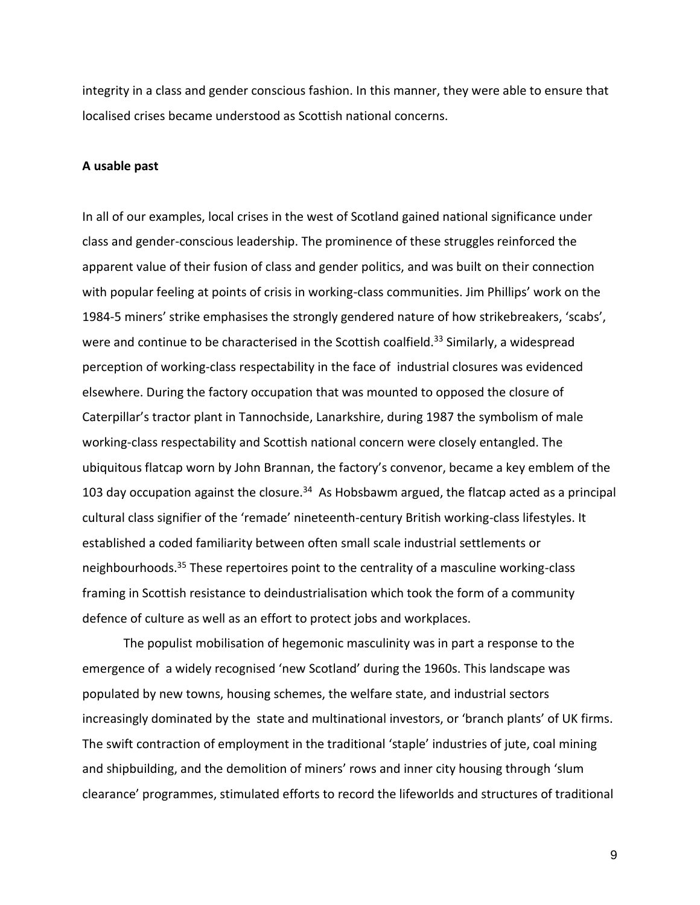integrity in a class and gender conscious fashion. In this manner, they were able to ensure that localised crises became understood as Scottish national concerns.

**A usable past**

In all of our examples, local crises in the west of Scotland gained national significance under class and gender-conscious leadership. The prominence of these struggles reinforced the apparent value of their fusion of class and gender politics, and was built on their connection with popular feeling at points of crisis in working-class communities. Jim Phillips' work on the 1984-5 miners' strike emphasises the strongly gendered nature of how strikebreakers, 'scabs', were and continue to be characterised in the Scottish coalfield.[33] Similarly, a widespread perception of working-class respectability in the face of industrial closures was evidenced elsewhere. During the factory occupation that was mounted to opposed the closure of Caterpillar's tractor plant in Tannochside, Lanarkshire, during 1987 the symbolism of male working-class respectability and Scottish national concern were closely entangled. The ubiquitous flatcap worn by John Brannan, the factory's convenor, became a key emblem of the 103 day occupation against the closure.[34] As Hobsbawm argued, the flatcap acted as a principal cultural class signifier of the 'remade' nineteenth-century British working-class lifestyles. It established a coded familiarity between often small scale industrial settlements or neighbourhoods.[35] These repertoires point to the centrality of a masculine working-class framing in Scottish resistance to deindustrialisation which took the form of a community defence of culture as well as an effort to protect jobs and workplaces.

The populist mobilisation of hegemonic masculinity was in part a response to the emergence of a widely recognised 'new Scotland' during the 1960s. This landscape was populated by new towns, housing schemes, the welfare state, and industrial sectors increasingly dominated by the state and multinational investors, or 'branch plants' of UK firms. The swift contraction of employment in the traditional 'staple' industries of jute, coal mining and shipbuilding, and the demolition of miners' rows and inner city housing through 'slum clearance' programmes, stimulated efforts to record the lifeworlds and structures of traditional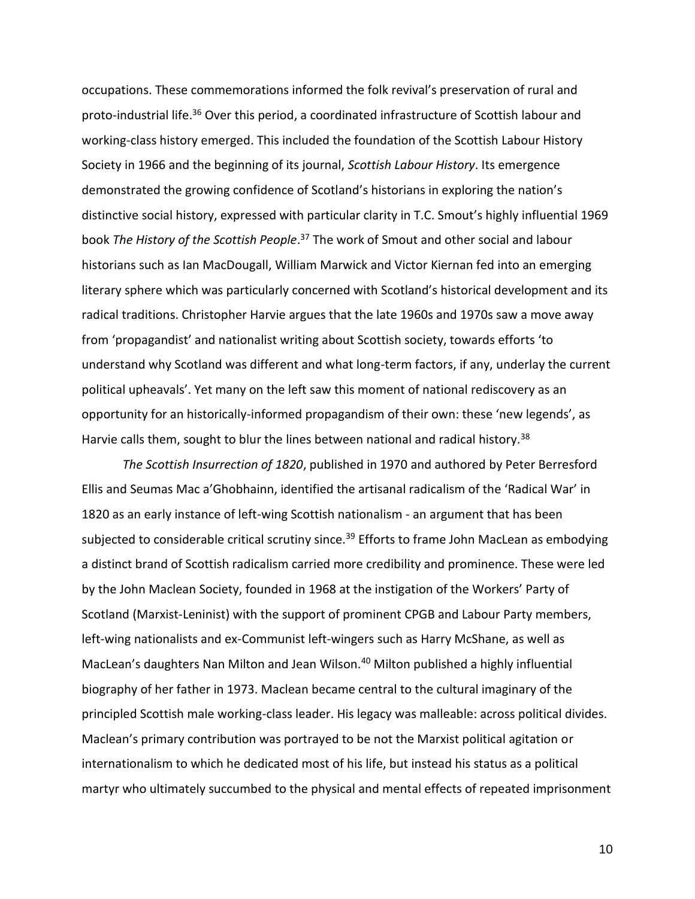occupations. These commemorations informed the folk revival's preservation of rural and proto-industrial life.[36] Over this period, a coordinated infrastructure of Scottish labour and working-class history emerged. This included the foundation of the Scottish Labour History Society in 1966 and the beginning of its journal, *Scottish Labour History*. Its emergence demonstrated the growing confidence of Scotland's historians in exploring the nation's distinctive social history, expressed with particular clarity in T.C. Smout's highly influential 1969 book *The History of the Scottish People*.[37] The work of Smout and other social and labour historians such as Ian MacDougall, William Marwick and Victor Kiernan fed into an emerging literary sphere which was particularly concerned with Scotland's historical development and its radical traditions. Christopher Harvie argues that the late 1960s and 1970s saw a move away from 'propagandist' and nationalist writing about Scottish society, towards efforts 'to understand why Scotland was different and what long-term factors, if any, underlay the current political upheavals'. Yet many on the left saw this moment of national rediscovery as an opportunity for an historically-informed propagandism of their own: these 'new legends', as Harvie calls them, sought to blur the lines between national and radical history.[38]

*The Scottish Insurrection of 1820*, published in 1970 and authored by Peter Berresford Ellis and Seumas Mac a'Ghobhainn, identified the artisanal radicalism of the 'Radical War' in 1820 as an early instance of left-wing Scottish nationalism - an argument that has been subjected to considerable critical scrutiny since.[39] Efforts to frame John MacLean as embodying a distinct brand of Scottish radicalism carried more credibility and prominence. These were led by the John Maclean Society, founded in 1968 at the instigation of the Workers' Party of Scotland (Marxist-Leninist) with the support of prominent CPGB and Labour Party members, left-wing nationalists and ex-Communist left-wingers such as Harry McShane, as well as MacLean's daughters Nan Milton and Jean Wilson.[40] Milton published a highly influential biography of her father in 1973. Maclean became central to the cultural imaginary of the principled Scottish male working-class leader. His legacy was malleable: across political divides. Maclean's primary contribution was portrayed to be not the Marxist political agitation or internationalism to which he dedicated most of his life, but instead his status as a political martyr who ultimately succumbed to the physical and mental effects of repeated imprisonment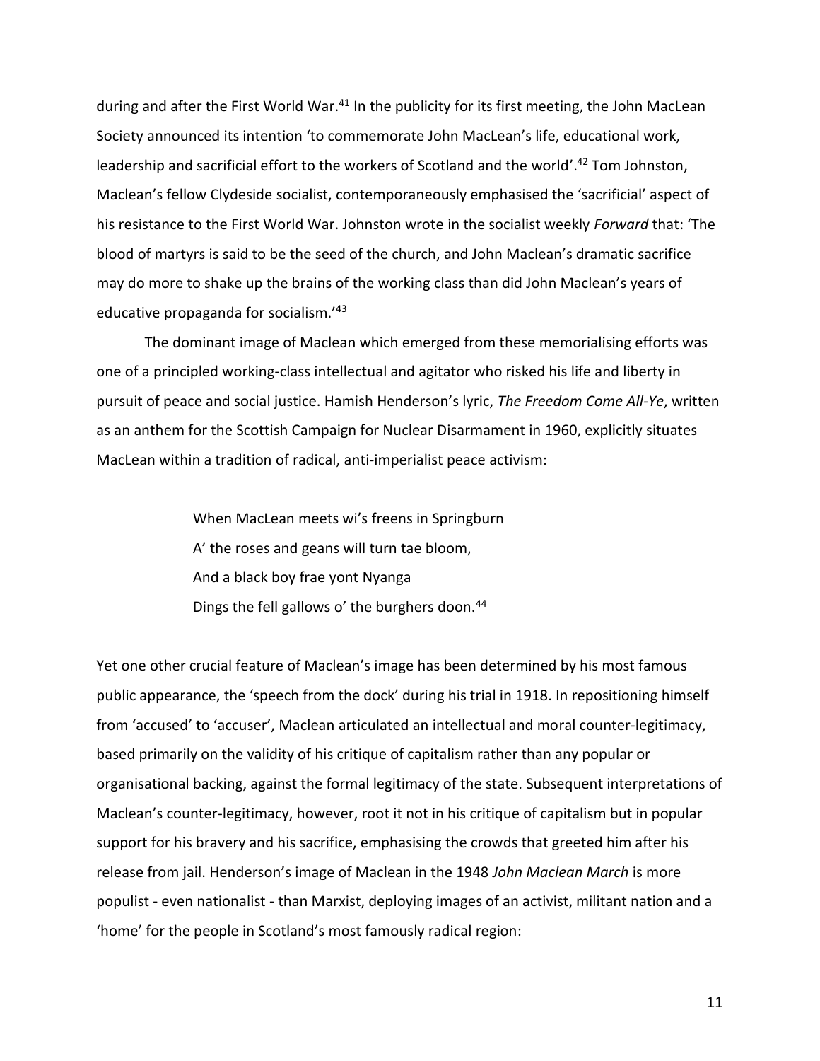during and after the First World War.[41] In the publicity for its first meeting, the John MacLean Society announced its intention 'to commemorate John MacLean's life, educational work, leadership and sacrificial effort to the workers of Scotland and the world'.[42] Tom Johnston, Maclean's fellow Clydeside socialist, contemporaneously emphasised the 'sacrificial' aspect of his resistance to the First World War. Johnston wrote in the socialist weekly *Forward* that: 'The blood of martyrs is said to be the seed of the church, and John Maclean's dramatic sacrifice may do more to shake up the brains of the working class than did John Maclean's years of educative propaganda for socialism.'[43]

The dominant image of Maclean which emerged from these memorialising efforts was one of a principled working-class intellectual and agitator who risked his life and liberty in pursuit of peace and social justice. Hamish Henderson's lyric, *The Freedom Come All-Ye*, written as an anthem for the Scottish Campaign for Nuclear Disarmament in 1960, explicitly situates MacLean within a tradition of radical, anti-imperialist peace activism:

> When MacLean meets wi's freens in Springburn
> A' the roses and geans will turn tae bloom,
> And a black boy frae yont Nyanga
> Dings the fell gallows o' the burghers doon.[44]

Yet one other crucial feature of Maclean's image has been determined by his most famous public appearance, the 'speech from the dock' during his trial in 1918. In repositioning himself from 'accused' to 'accuser', Maclean articulated an intellectual and moral counter-legitimacy, based primarily on the validity of his critique of capitalism rather than any popular or organisational backing, against the formal legitimacy of the state. Subsequent interpretations of Maclean's counter-legitimacy, however, root it not in his critique of capitalism but in popular support for his bravery and his sacrifice, emphasising the crowds that greeted him after his release from jail. Henderson's image of Maclean in the 1948 *John Maclean March* is more populist - even nationalist - than Marxist, deploying images of an activist, militant nation and a 'home' for the people in Scotland's most famously radical region: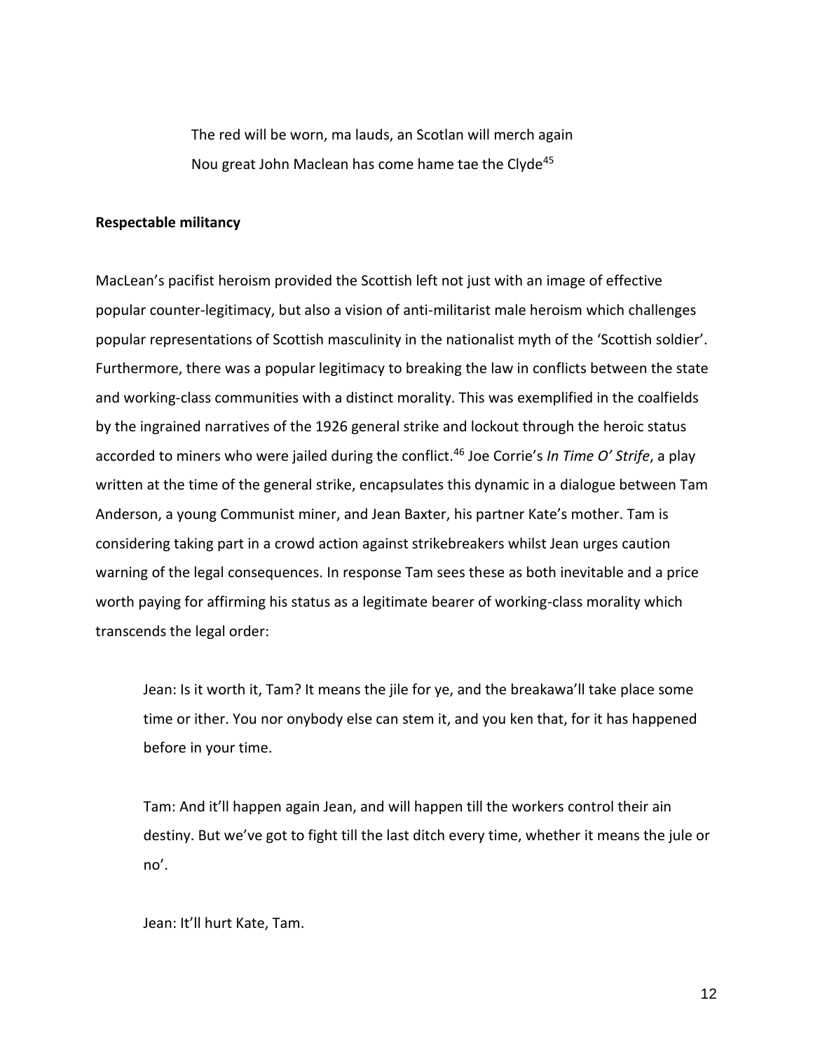The red will be worn, ma lauds, an Scotlan will merch again
Nou great John Maclean has come hame tae the Clyde[45]

**Respectable militancy**

MacLean's pacifist heroism provided the Scottish left not just with an image of effective popular counter-legitimacy, but also a vision of anti-militarist male heroism which challenges popular representations of Scottish masculinity in the nationalist myth of the 'Scottish soldier'. Furthermore, there was a popular legitimacy to breaking the law in conflicts between the state and working-class communities with a distinct morality. This was exemplified in the coalfields by the ingrained narratives of the 1926 general strike and lockout through the heroic status accorded to miners who were jailed during the conflict.[46] Joe Corrie's *In Time O' Strife*, a play written at the time of the general strike, encapsulates this dynamic in a dialogue between Tam Anderson, a young Communist miner, and Jean Baxter, his partner Kate's mother. Tam is considering taking part in a crowd action against strikebreakers whilst Jean urges caution warning of the legal consequences. In response Tam sees these as both inevitable and a price worth paying for affirming his status as a legitimate bearer of working-class morality which transcends the legal order:

Jean: Is it worth it, Tam? It means the jile for ye, and the breakawa'll take place some time or ither. You nor onybody else can stem it, and you ken that, for it has happened before in your time.

Tam: And it'll happen again Jean, and will happen till the workers control their ain destiny. But we've got to fight till the last ditch every time, whether it means the jule or no'.

Jean: It'll hurt Kate, Tam.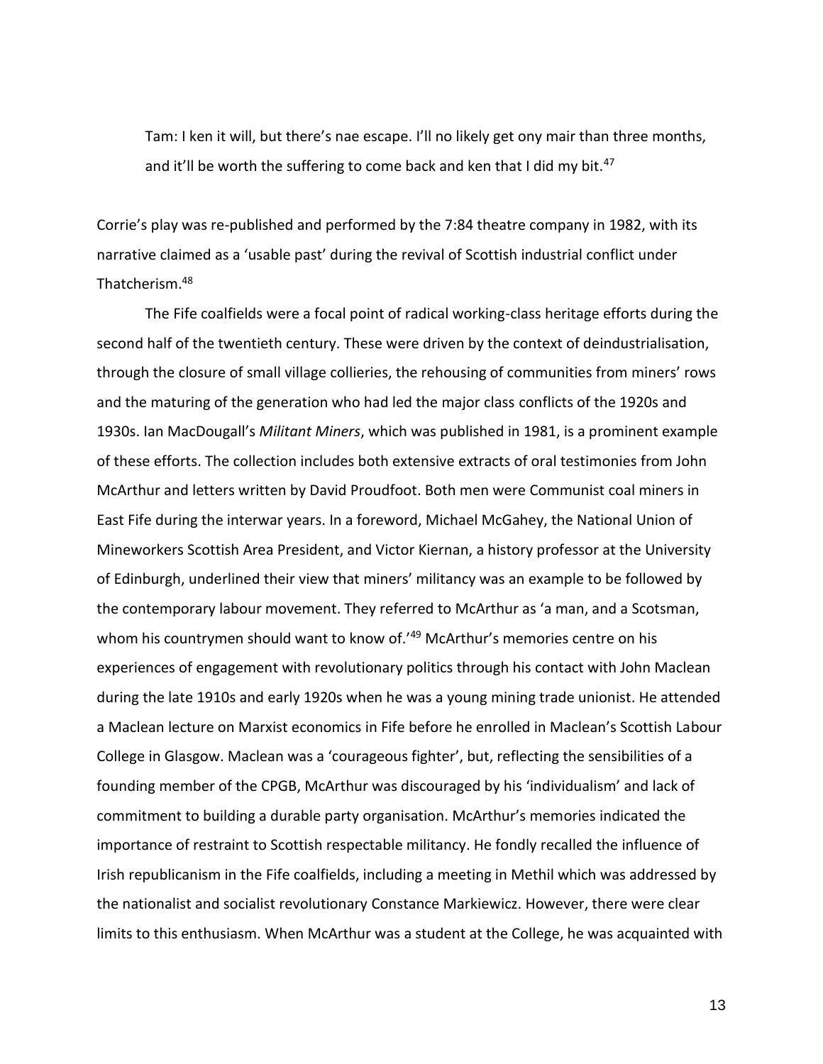> Tam: I ken it will, but there's nae escape. I'll no likely get ony mair than three months, and it'll be worth the suffering to come back and ken that I did my bit.[47]

Corrie's play was re-published and performed by the 7:84 theatre company in 1982, with its narrative claimed as a 'usable past' during the revival of Scottish industrial conflict under Thatcherism.[48]

The Fife coalfields were a focal point of radical working-class heritage efforts during the second half of the twentieth century. These were driven by the context of deindustrialisation, through the closure of small village collieries, the rehousing of communities from miners' rows and the maturing of the generation who had led the major class conflicts of the 1920s and 1930s. Ian MacDougall's *Militant Miners*, which was published in 1981, is a prominent example of these efforts. The collection includes both extensive extracts of oral testimonies from John McArthur and letters written by David Proudfoot. Both men were Communist coal miners in East Fife during the interwar years. In a foreword, Michael McGahey, the National Union of Mineworkers Scottish Area President, and Victor Kiernan, a history professor at the University of Edinburgh, underlined their view that miners' militancy was an example to be followed by the contemporary labour movement. They referred to McArthur as 'a man, and a Scotsman, whom his countrymen should want to know of.'[49] McArthur's memories centre on his experiences of engagement with revolutionary politics through his contact with John Maclean during the late 1910s and early 1920s when he was a young mining trade unionist. He attended a Maclean lecture on Marxist economics in Fife before he enrolled in Maclean's Scottish Labour College in Glasgow. Maclean was a 'courageous fighter', but, reflecting the sensibilities of a founding member of the CPGB, McArthur was discouraged by his 'individualism' and lack of commitment to building a durable party organisation. McArthur's memories indicated the importance of restraint to Scottish respectable militancy. He fondly recalled the influence of Irish republicanism in the Fife coalfields, including a meeting in Methil which was addressed by the nationalist and socialist revolutionary Constance Markiewicz. However, there were clear limits to this enthusiasm. When McArthur was a student at the College, he was acquainted with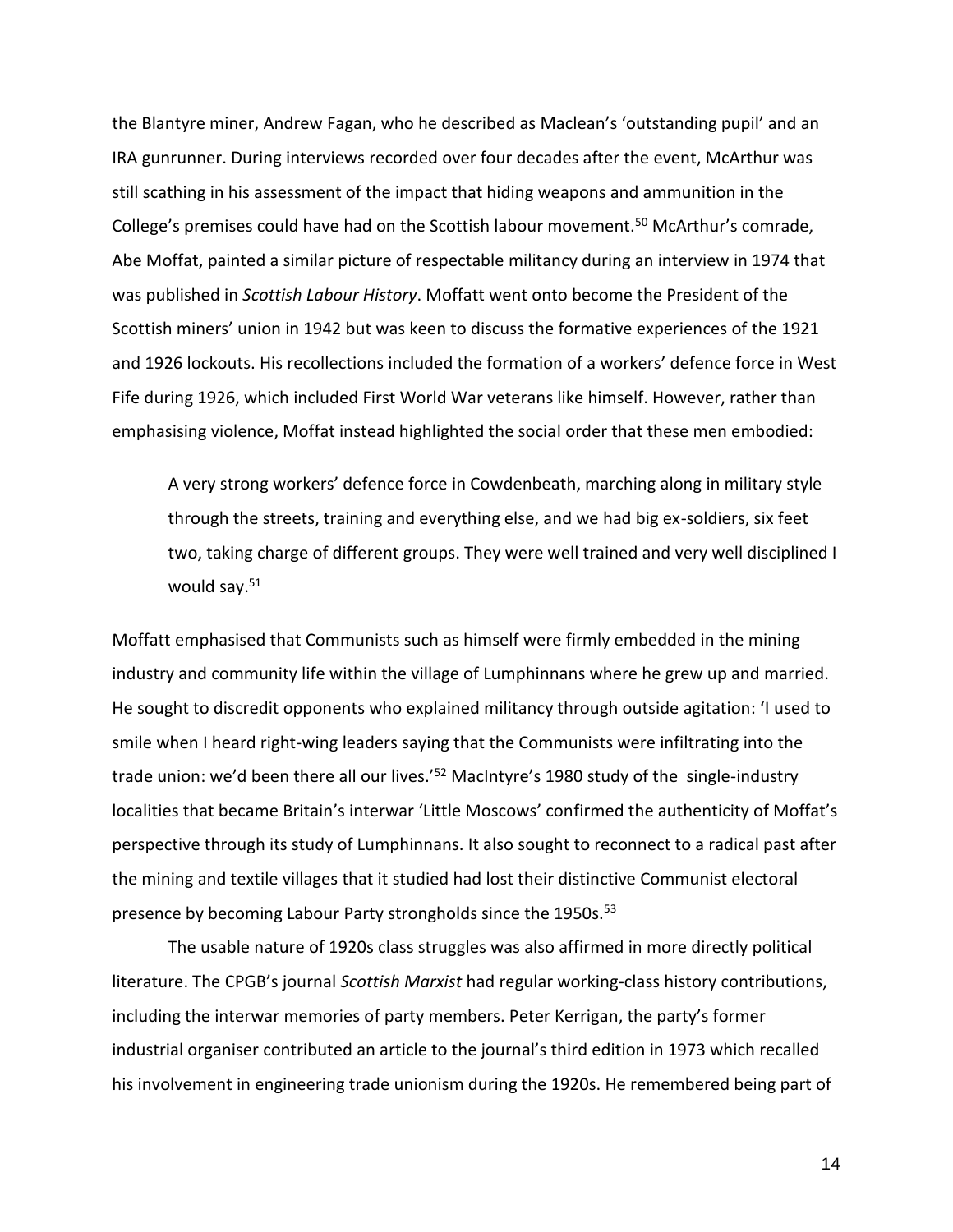the Blantyre miner, Andrew Fagan, who he described as Maclean's 'outstanding pupil' and an IRA gunrunner. During interviews recorded over four decades after the event, McArthur was still scathing in his assessment of the impact that hiding weapons and ammunition in the College's premises could have had on the Scottish labour movement.[50] McArthur's comrade, Abe Moffat, painted a similar picture of respectable militancy during an interview in 1974 that was published in *Scottish Labour History*. Moffatt went onto become the President of the Scottish miners' union in 1942 but was keen to discuss the formative experiences of the 1921 and 1926 lockouts. His recollections included the formation of a workers' defence force in West Fife during 1926, which included First World War veterans like himself. However, rather than emphasising violence, Moffat instead highlighted the social order that these men embodied:

> A very strong workers' defence force in Cowdenbeath, marching along in military style through the streets, training and everything else, and we had big ex-soldiers, six feet two, taking charge of different groups. They were well trained and very well disciplined I would say.[51]

Moffatt emphasised that Communists such as himself were firmly embedded in the mining industry and community life within the village of Lumphinnans where he grew up and married. He sought to discredit opponents who explained militancy through outside agitation: 'I used to smile when I heard right-wing leaders saying that the Communists were infiltrating into the trade union: we'd been there all our lives.'[52] MacIntyre's 1980 study of the single-industry localities that became Britain's interwar 'Little Moscows' confirmed the authenticity of Moffat's perspective through its study of Lumphinnans. It also sought to reconnect to a radical past after the mining and textile villages that it studied had lost their distinctive Communist electoral presence by becoming Labour Party strongholds since the 1950s.[53]

The usable nature of 1920s class struggles was also affirmed in more directly political literature. The CPGB's journal *Scottish Marxist* had regular working-class history contributions, including the interwar memories of party members. Peter Kerrigan, the party's former industrial organiser contributed an article to the journal's third edition in 1973 which recalled his involvement in engineering trade unionism during the 1920s. He remembered being part of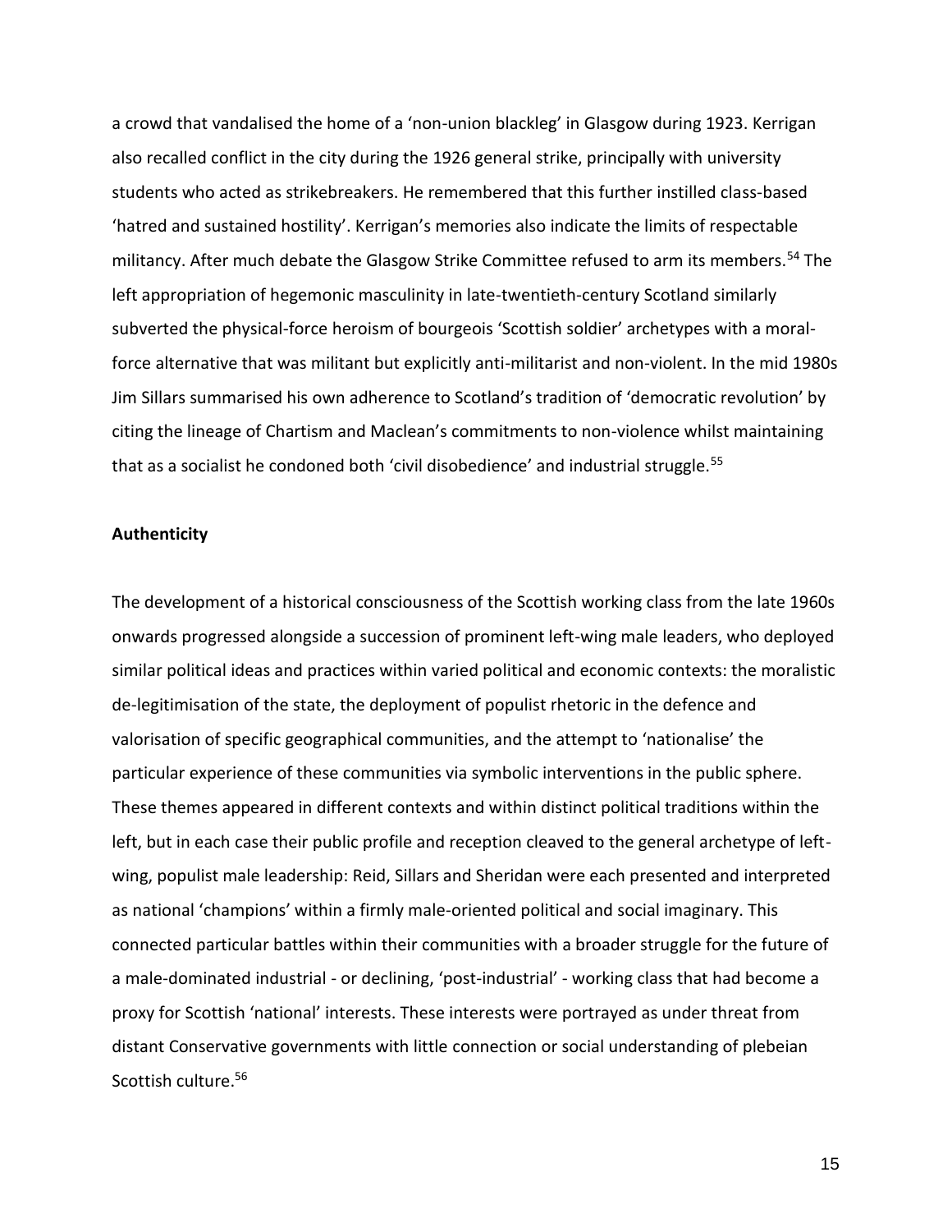a crowd that vandalised the home of a 'non-union blackleg' in Glasgow during 1923. Kerrigan also recalled conflict in the city during the 1926 general strike, principally with university students who acted as strikebreakers. He remembered that this further instilled class-based 'hatred and sustained hostility'. Kerrigan's memories also indicate the limits of respectable militancy. After much debate the Glasgow Strike Committee refused to arm its members.[54] The left appropriation of hegemonic masculinity in late-twentieth-century Scotland similarly subverted the physical-force heroism of bourgeois 'Scottish soldier' archetypes with a moral-force alternative that was militant but explicitly anti-militarist and non-violent. In the mid 1980s Jim Sillars summarised his own adherence to Scotland's tradition of 'democratic revolution' by citing the lineage of Chartism and Maclean's commitments to non-violence whilst maintaining that as a socialist he condoned both 'civil disobedience' and industrial struggle.[55]

**Authenticity**

The development of a historical consciousness of the Scottish working class from the late 1960s onwards progressed alongside a succession of prominent left-wing male leaders, who deployed similar political ideas and practices within varied political and economic contexts: the moralistic de-legitimisation of the state, the deployment of populist rhetoric in the defence and valorisation of specific geographical communities, and the attempt to 'nationalise' the particular experience of these communities via symbolic interventions in the public sphere. These themes appeared in different contexts and within distinct political traditions within the left, but in each case their public profile and reception cleaved to the general archetype of left-wing, populist male leadership: Reid, Sillars and Sheridan were each presented and interpreted as national 'champions' within a firmly male-oriented political and social imaginary. This connected particular battles within their communities with a broader struggle for the future of a male-dominated industrial - or declining, 'post-industrial' - working class that had become a proxy for Scottish 'national' interests. These interests were portrayed as under threat from distant Conservative governments with little connection or social understanding of plebeian Scottish culture.[56]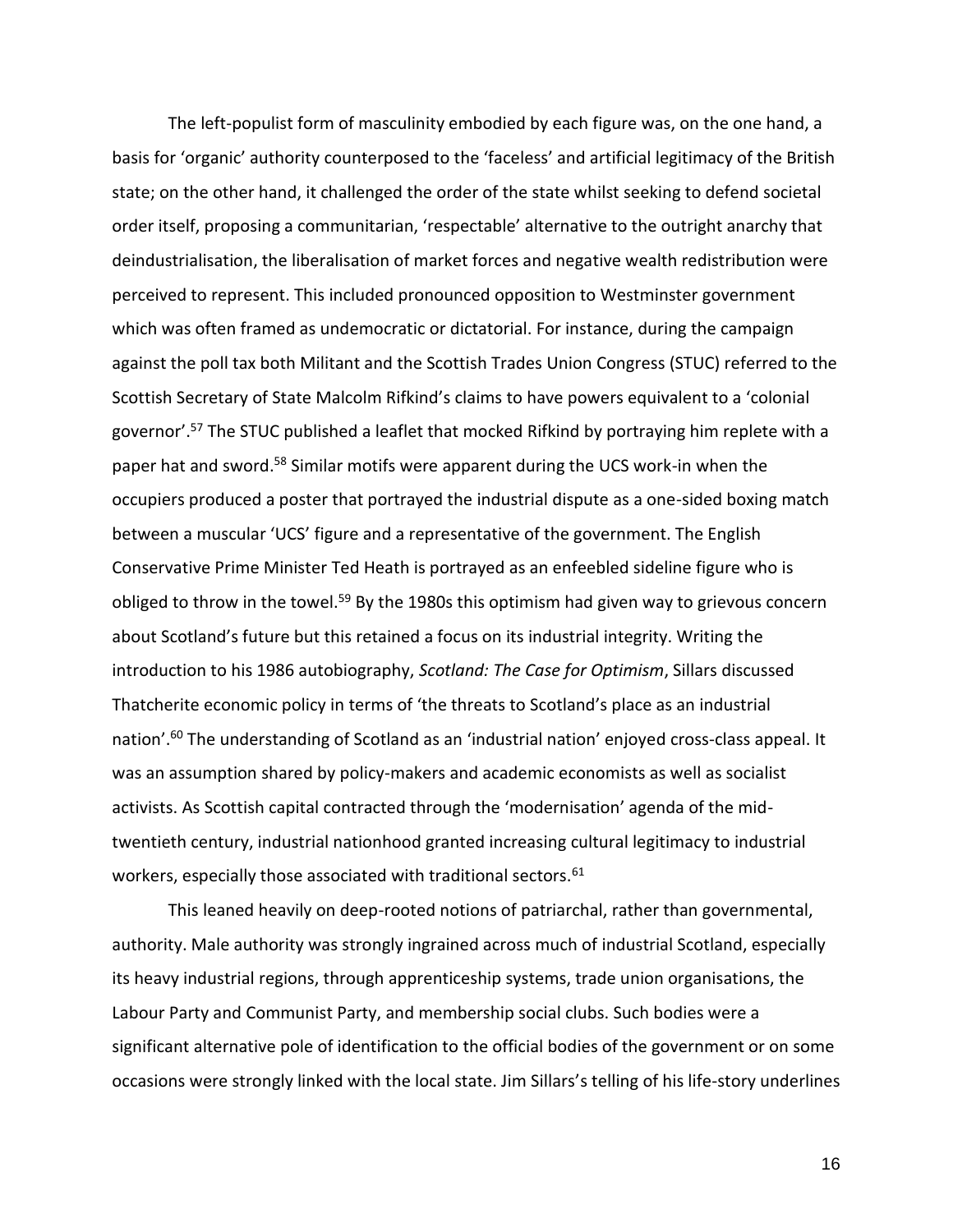The left-populist form of masculinity embodied by each figure was, on the one hand, a basis for 'organic' authority counterposed to the 'faceless' and artificial legitimacy of the British state; on the other hand, it challenged the order of the state whilst seeking to defend societal order itself, proposing a communitarian, 'respectable' alternative to the outright anarchy that deindustrialisation, the liberalisation of market forces and negative wealth redistribution were perceived to represent. This included pronounced opposition to Westminster government which was often framed as undemocratic or dictatorial. For instance, during the campaign against the poll tax both Militant and the Scottish Trades Union Congress (STUC) referred to the Scottish Secretary of State Malcolm Rifkind's claims to have powers equivalent to a 'colonial governor'.[57] The STUC published a leaflet that mocked Rifkind by portraying him replete with a paper hat and sword.[58] Similar motifs were apparent during the UCS work-in when the occupiers produced a poster that portrayed the industrial dispute as a one-sided boxing match between a muscular 'UCS' figure and a representative of the government. The English Conservative Prime Minister Ted Heath is portrayed as an enfeebled sideline figure who is obliged to throw in the towel.[59] By the 1980s this optimism had given way to grievous concern about Scotland's future but this retained a focus on its industrial integrity. Writing the introduction to his 1986 autobiography, *Scotland: The Case for Optimism*, Sillars discussed Thatcherite economic policy in terms of 'the threats to Scotland's place as an industrial nation'.[60] The understanding of Scotland as an 'industrial nation' enjoyed cross-class appeal. It was an assumption shared by policy-makers and academic economists as well as socialist activists. As Scottish capital contracted through the 'modernisation' agenda of the mid-twentieth century, industrial nationhood granted increasing cultural legitimacy to industrial workers, especially those associated with traditional sectors.[61]

This leaned heavily on deep-rooted notions of patriarchal, rather than governmental, authority. Male authority was strongly ingrained across much of industrial Scotland, especially its heavy industrial regions, through apprenticeship systems, trade union organisations, the Labour Party and Communist Party, and membership social clubs. Such bodies were a significant alternative pole of identification to the official bodies of the government or on some occasions were strongly linked with the local state. Jim Sillars's telling of his life-story underlines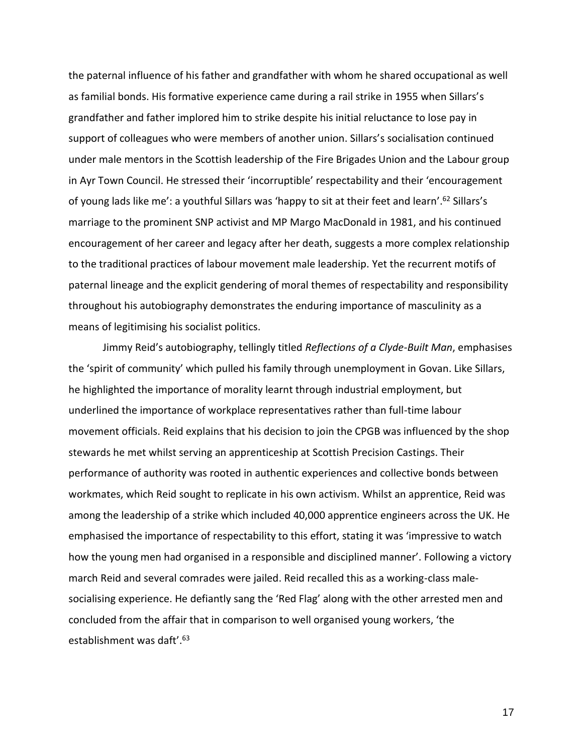the paternal influence of his father and grandfather with whom he shared occupational as well as familial bonds. His formative experience came during a rail strike in 1955 when Sillars's grandfather and father implored him to strike despite his initial reluctance to lose pay in support of colleagues who were members of another union. Sillars's socialisation continued under male mentors in the Scottish leadership of the Fire Brigades Union and the Labour group in Ayr Town Council. He stressed their 'incorruptible' respectability and their 'encouragement of young lads like me': a youthful Sillars was 'happy to sit at their feet and learn'.[62] Sillars's marriage to the prominent SNP activist and MP Margo MacDonald in 1981, and his continued encouragement of her career and legacy after her death, suggests a more complex relationship to the traditional practices of labour movement male leadership. Yet the recurrent motifs of paternal lineage and the explicit gendering of moral themes of respectability and responsibility throughout his autobiography demonstrates the enduring importance of masculinity as a means of legitimising his socialist politics.

Jimmy Reid's autobiography, tellingly titled *Reflections of a Clyde-Built Man*, emphasises the 'spirit of community' which pulled his family through unemployment in Govan. Like Sillars, he highlighted the importance of morality learnt through industrial employment, but underlined the importance of workplace representatives rather than full-time labour movement officials. Reid explains that his decision to join the CPGB was influenced by the shop stewards he met whilst serving an apprenticeship at Scottish Precision Castings. Their performance of authority was rooted in authentic experiences and collective bonds between workmates, which Reid sought to replicate in his own activism. Whilst an apprentice, Reid was among the leadership of a strike which included 40,000 apprentice engineers across the UK. He emphasised the importance of respectability to this effort, stating it was 'impressive to watch how the young men had organised in a responsible and disciplined manner'. Following a victory march Reid and several comrades were jailed. Reid recalled this as a working-class male-socialising experience. He defiantly sang the 'Red Flag' along with the other arrested men and concluded from the affair that in comparison to well organised young workers, 'the establishment was daft'.[63]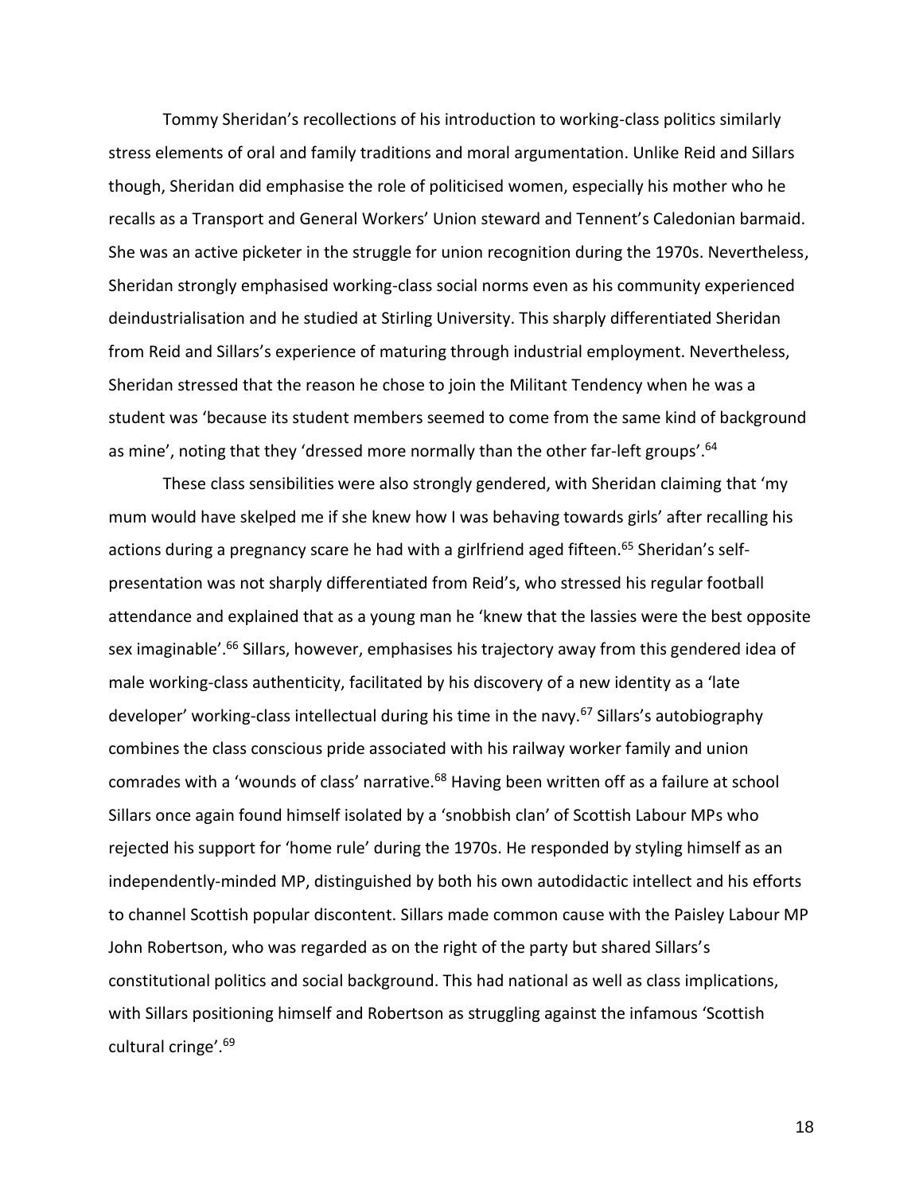Tommy Sheridan's recollections of his introduction to working-class politics similarly stress elements of oral and family traditions and moral argumentation. Unlike Reid and Sillars though, Sheridan did emphasise the role of politicised women, especially his mother who he recalls as a Transport and General Workers' Union steward and Tennent's Caledonian barmaid. She was an active picketer in the struggle for union recognition during the 1970s. Nevertheless, Sheridan strongly emphasised working-class social norms even as his community experienced deindustrialisation and he studied at Stirling University. This sharply differentiated Sheridan from Reid and Sillars's experience of maturing through industrial employment. Nevertheless, Sheridan stressed that the reason he chose to join the Militant Tendency when he was a student was 'because its student members seemed to come from the same kind of background as mine', noting that they 'dressed more normally than the other far-left groups'.[64]

These class sensibilities were also strongly gendered, with Sheridan claiming that 'my mum would have skelped me if she knew how I was behaving towards girls' after recalling his actions during a pregnancy scare he had with a girlfriend aged fifteen.[65] Sheridan's self-presentation was not sharply differentiated from Reid's, who stressed his regular football attendance and explained that as a young man he 'knew that the lassies were the best opposite sex imaginable'.[66] Sillars, however, emphasises his trajectory away from this gendered idea of male working-class authenticity, facilitated by his discovery of a new identity as a 'late developer' working-class intellectual during his time in the navy.[67] Sillars's autobiography combines the class conscious pride associated with his railway worker family and union comrades with a 'wounds of class' narrative.[68] Having been written off as a failure at school Sillars once again found himself isolated by a 'snobbish clan' of Scottish Labour MPs who rejected his support for 'home rule' during the 1970s. He responded by styling himself as an independently-minded MP, distinguished by both his own autodidactic intellect and his efforts to channel Scottish popular discontent. Sillars made common cause with the Paisley Labour MP John Robertson, who was regarded as on the right of the party but shared Sillars's constitutional politics and social background. This had national as well as class implications, with Sillars positioning himself and Robertson as struggling against the infamous 'Scottish cultural cringe'.[69]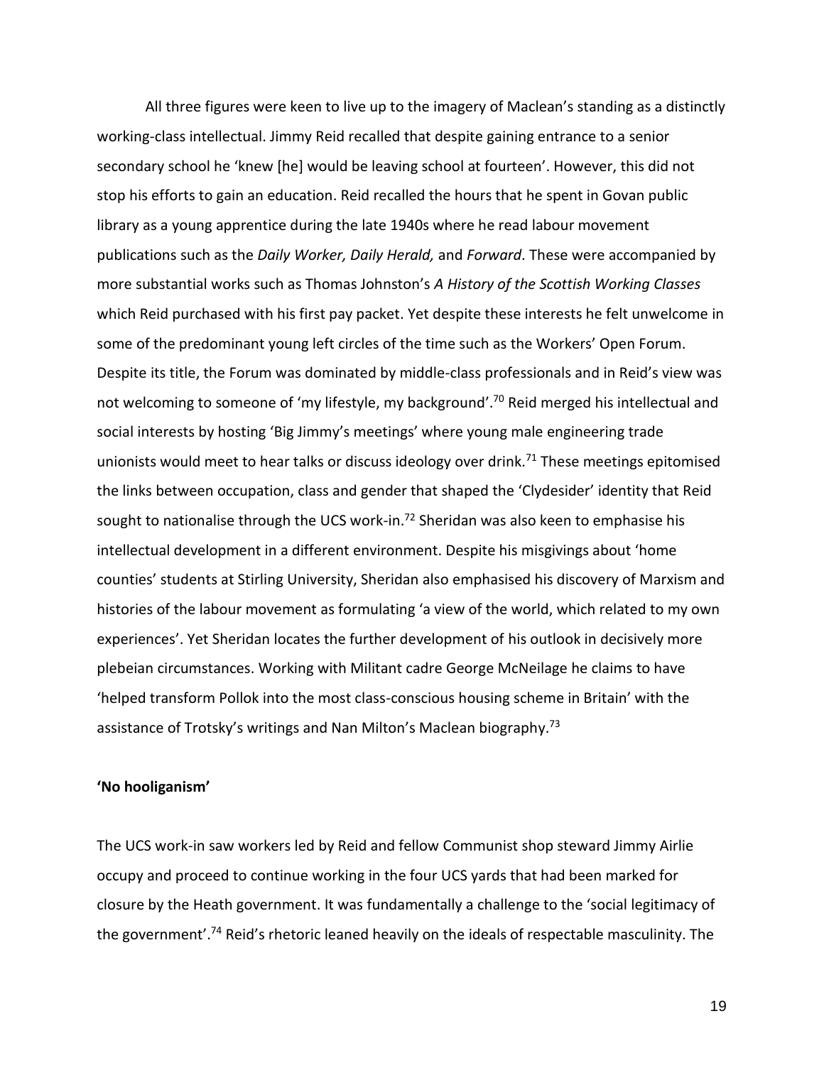All three figures were keen to live up to the imagery of Maclean's standing as a distinctly working-class intellectual. Jimmy Reid recalled that despite gaining entrance to a senior secondary school he 'knew [he] would be leaving school at fourteen'. However, this did not stop his efforts to gain an education. Reid recalled the hours that he spent in Govan public library as a young apprentice during the late 1940s where he read labour movement publications such as the *Daily Worker, Daily Herald,* and *Forward*. These were accompanied by more substantial works such as Thomas Johnston's *A History of the Scottish Working Classes* which Reid purchased with his first pay packet. Yet despite these interests he felt unwelcome in some of the predominant young left circles of the time such as the Workers' Open Forum. Despite its title, the Forum was dominated by middle-class professionals and in Reid's view was not welcoming to someone of 'my lifestyle, my background'.[70] Reid merged his intellectual and social interests by hosting 'Big Jimmy's meetings' where young male engineering trade unionists would meet to hear talks or discuss ideology over drink.[71] These meetings epitomised the links between occupation, class and gender that shaped the 'Clydesider' identity that Reid sought to nationalise through the UCS work-in.[72] Sheridan was also keen to emphasise his intellectual development in a different environment. Despite his misgivings about 'home counties' students at Stirling University, Sheridan also emphasised his discovery of Marxism and histories of the labour movement as formulating 'a view of the world, which related to my own experiences'. Yet Sheridan locates the further development of his outlook in decisively more plebeian circumstances. Working with Militant cadre George McNeilage he claims to have 'helped transform Pollok into the most class-conscious housing scheme in Britain' with the assistance of Trotsky's writings and Nan Milton's Maclean biography.[73]

## 'No hooliganism'

The UCS work-in saw workers led by Reid and fellow Communist shop steward Jimmy Airlie occupy and proceed to continue working in the four UCS yards that had been marked for closure by the Heath government. It was fundamentally a challenge to the 'social legitimacy of the government'.[74] Reid's rhetoric leaned heavily on the ideals of respectable masculinity. The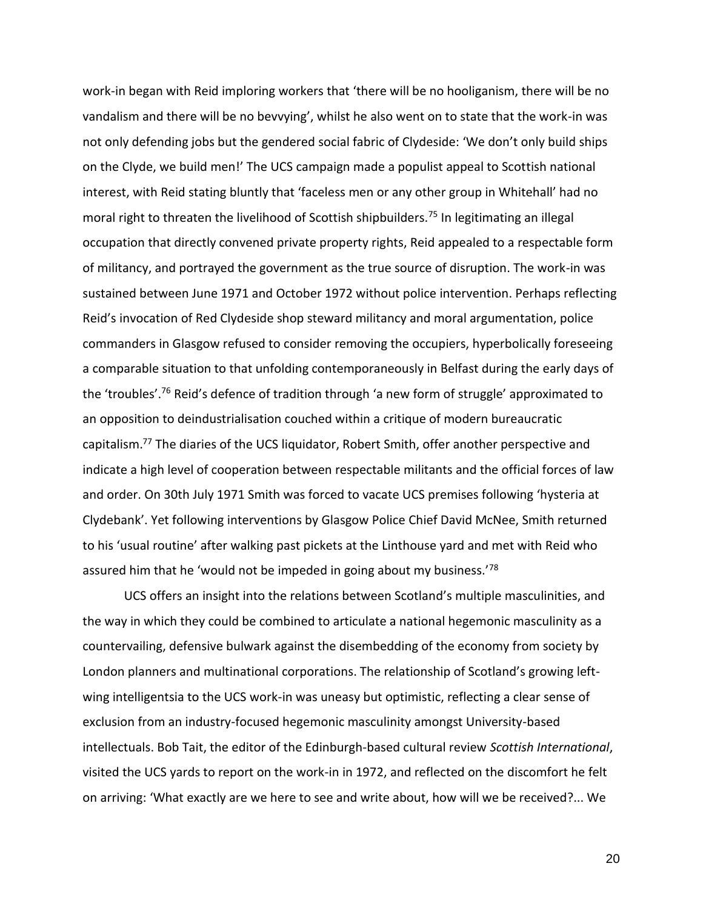work-in began with Reid imploring workers that 'there will be no hooliganism, there will be no vandalism and there will be no bevvying', whilst he also went on to state that the work-in was not only defending jobs but the gendered social fabric of Clydeside: 'We don't only build ships on the Clyde, we build men!' The UCS campaign made a populist appeal to Scottish national interest, with Reid stating bluntly that 'faceless men or any other group in Whitehall' had no moral right to threaten the livelihood of Scottish shipbuilders.[75] In legitimating an illegal occupation that directly convened private property rights, Reid appealed to a respectable form of militancy, and portrayed the government as the true source of disruption. The work-in was sustained between June 1971 and October 1972 without police intervention. Perhaps reflecting Reid's invocation of Red Clydeside shop steward militancy and moral argumentation, police commanders in Glasgow refused to consider removing the occupiers, hyperbolically foreseeing a comparable situation to that unfolding contemporaneously in Belfast during the early days of the 'troubles'.[76] Reid's defence of tradition through 'a new form of struggle' approximated to an opposition to deindustrialisation couched within a critique of modern bureaucratic capitalism.[77] The diaries of the UCS liquidator, Robert Smith, offer another perspective and indicate a high level of cooperation between respectable militants and the official forces of law and order. On 30th July 1971 Smith was forced to vacate UCS premises following 'hysteria at Clydebank'. Yet following interventions by Glasgow Police Chief David McNee, Smith returned to his 'usual routine' after walking past pickets at the Linthouse yard and met with Reid who assured him that he 'would not be impeded in going about my business.'[78]

UCS offers an insight into the relations between Scotland's multiple masculinities, and the way in which they could be combined to articulate a national hegemonic masculinity as a countervailing, defensive bulwark against the disembedding of the economy from society by London planners and multinational corporations. The relationship of Scotland's growing left-wing intelligentsia to the UCS work-in was uneasy but optimistic, reflecting a clear sense of exclusion from an industry-focused hegemonic masculinity amongst University-based intellectuals. Bob Tait, the editor of the Edinburgh-based cultural review *Scottish International*, visited the UCS yards to report on the work-in in 1972, and reflected on the discomfort he felt on arriving: 'What exactly are we here to see and write about, how will we be received?... We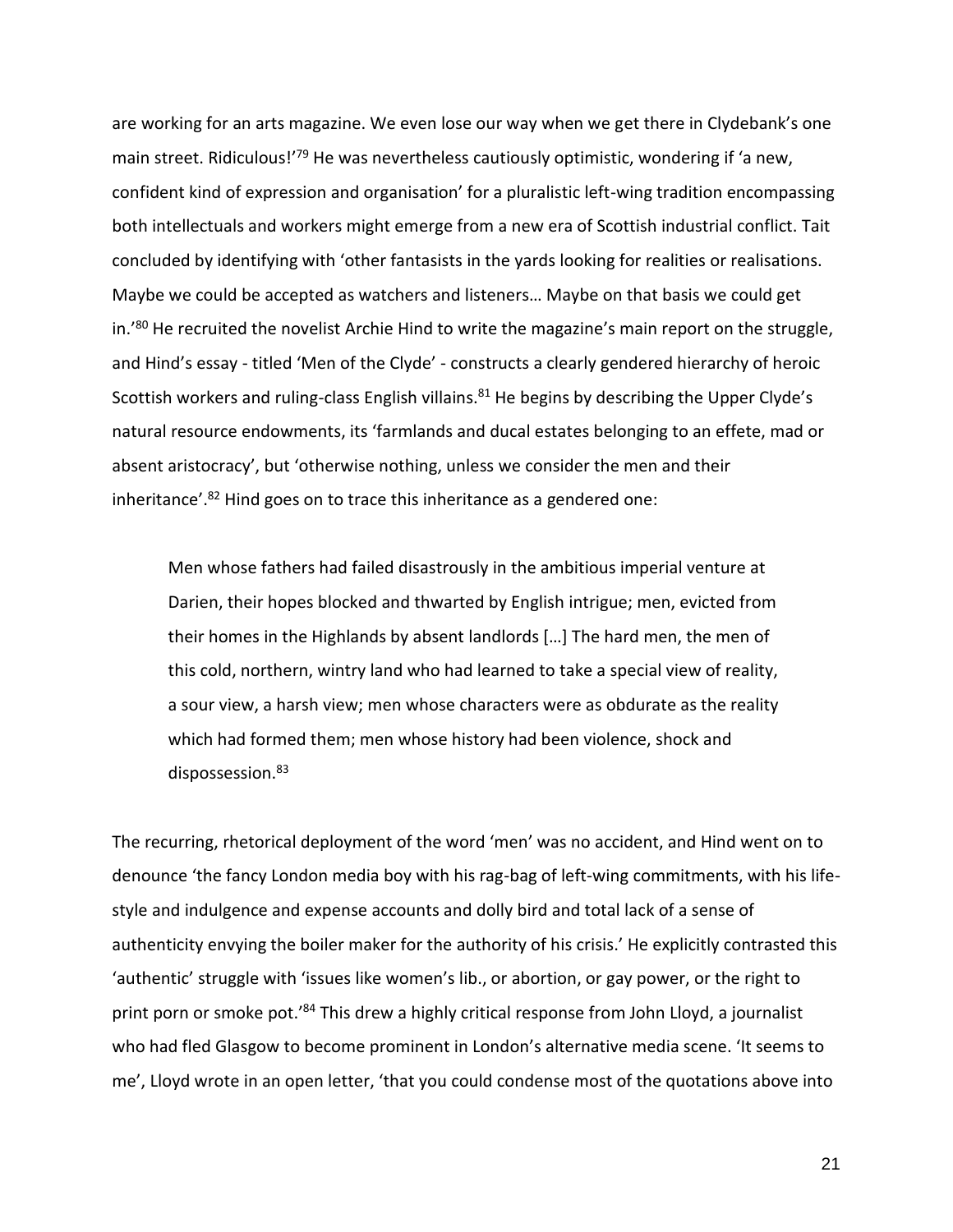are working for an arts magazine. We even lose our way when we get there in Clydebank's one main street. Ridiculous!'[79] He was nevertheless cautiously optimistic, wondering if 'a new, confident kind of expression and organisation' for a pluralistic left-wing tradition encompassing both intellectuals and workers might emerge from a new era of Scottish industrial conflict. Tait concluded by identifying with 'other fantasists in the yards looking for realities or realisations. Maybe we could be accepted as watchers and listeners… Maybe on that basis we could get in.'[80] He recruited the novelist Archie Hind to write the magazine's main report on the struggle, and Hind's essay - titled 'Men of the Clyde' - constructs a clearly gendered hierarchy of heroic Scottish workers and ruling-class English villains.[81] He begins by describing the Upper Clyde's natural resource endowments, its 'farmlands and ducal estates belonging to an effete, mad or absent aristocracy', but 'otherwise nothing, unless we consider the men and their inheritance'.[82] Hind goes on to trace this inheritance as a gendered one:

> Men whose fathers had failed disastrously in the ambitious imperial venture at Darien, their hopes blocked and thwarted by English intrigue; men, evicted from their homes in the Highlands by absent landlords […] The hard men, the men of this cold, northern, wintry land who had learned to take a special view of reality, a sour view, a harsh view; men whose characters were as obdurate as the reality which had formed them; men whose history had been violence, shock and dispossession.[83]

The recurring, rhetorical deployment of the word 'men' was no accident, and Hind went on to denounce 'the fancy London media boy with his rag-bag of left-wing commitments, with his life-style and indulgence and expense accounts and dolly bird and total lack of a sense of authenticity envying the boiler maker for the authority of his crisis.' He explicitly contrasted this 'authentic' struggle with 'issues like women's lib., or abortion, or gay power, or the right to print porn or smoke pot.'[84] This drew a highly critical response from John Lloyd, a journalist who had fled Glasgow to become prominent in London's alternative media scene. 'It seems to me', Lloyd wrote in an open letter, 'that you could condense most of the quotations above into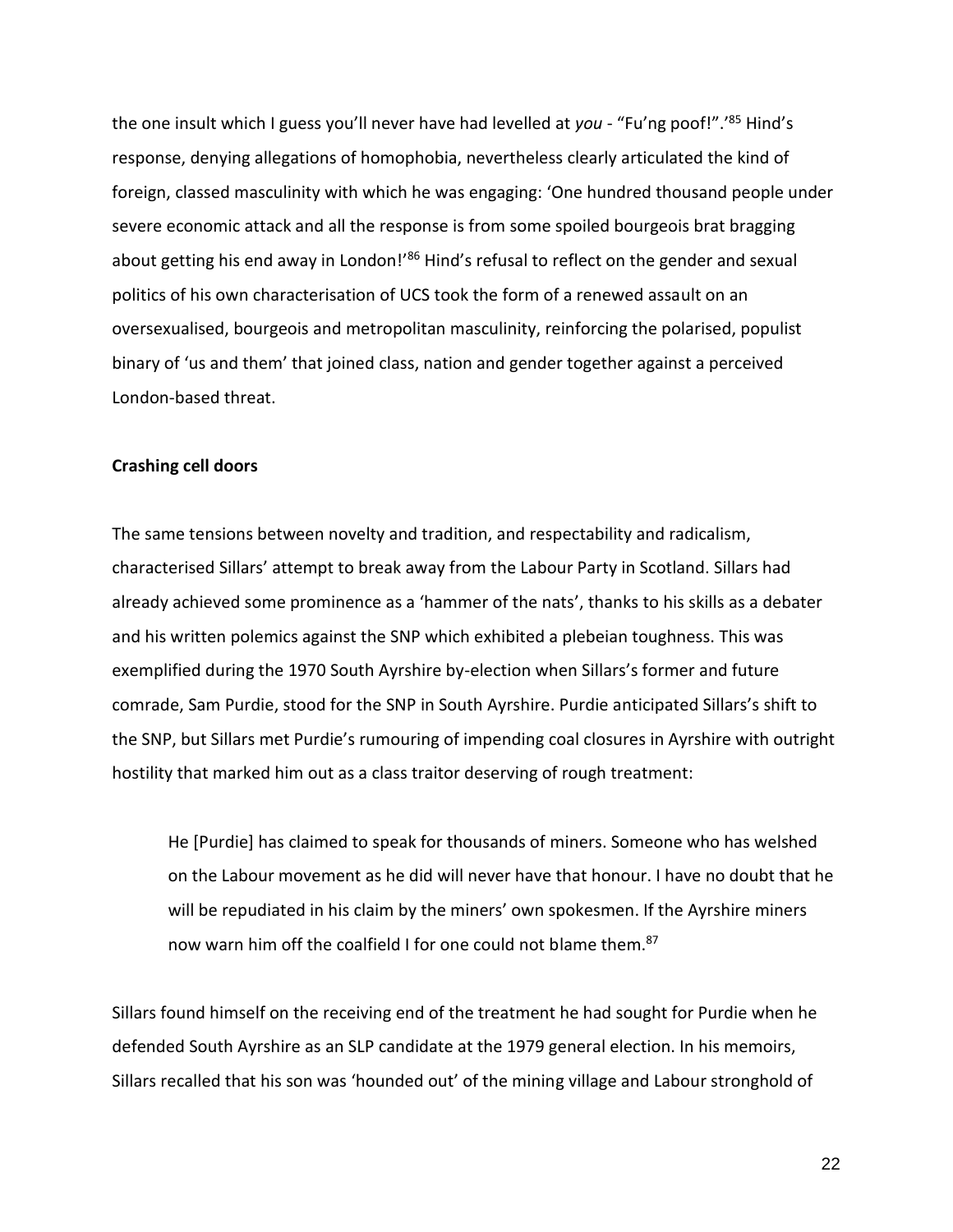the one insult which I guess you'll never have had levelled at *you* - "Fu'ng poof!".'[85] Hind's response, denying allegations of homophobia, nevertheless clearly articulated the kind of foreign, classed masculinity with which he was engaging: 'One hundred thousand people under severe economic attack and all the response is from some spoiled bourgeois brat bragging about getting his end away in London!'[86] Hind's refusal to reflect on the gender and sexual politics of his own characterisation of UCS took the form of a renewed assault on an oversexualised, bourgeois and metropolitan masculinity, reinforcing the polarised, populist binary of 'us and them' that joined class, nation and gender together against a perceived London-based threat.

**Crashing cell doors**

The same tensions between novelty and tradition, and respectability and radicalism, characterised Sillars' attempt to break away from the Labour Party in Scotland. Sillars had already achieved some prominence as a 'hammer of the nats', thanks to his skills as a debater and his written polemics against the SNP which exhibited a plebeian toughness. This was exemplified during the 1970 South Ayrshire by-election when Sillars's former and future comrade, Sam Purdie, stood for the SNP in South Ayrshire. Purdie anticipated Sillars's shift to the SNP, but Sillars met Purdie's rumouring of impending coal closures in Ayrshire with outright hostility that marked him out as a class traitor deserving of rough treatment:

> He [Purdie] has claimed to speak for thousands of miners. Someone who has welshed on the Labour movement as he did will never have that honour. I have no doubt that he will be repudiated in his claim by the miners' own spokesmen. If the Ayrshire miners now warn him off the coalfield I for one could not blame them.[87]

Sillars found himself on the receiving end of the treatment he had sought for Purdie when he defended South Ayrshire as an SLP candidate at the 1979 general election. In his memoirs, Sillars recalled that his son was 'hounded out' of the mining village and Labour stronghold of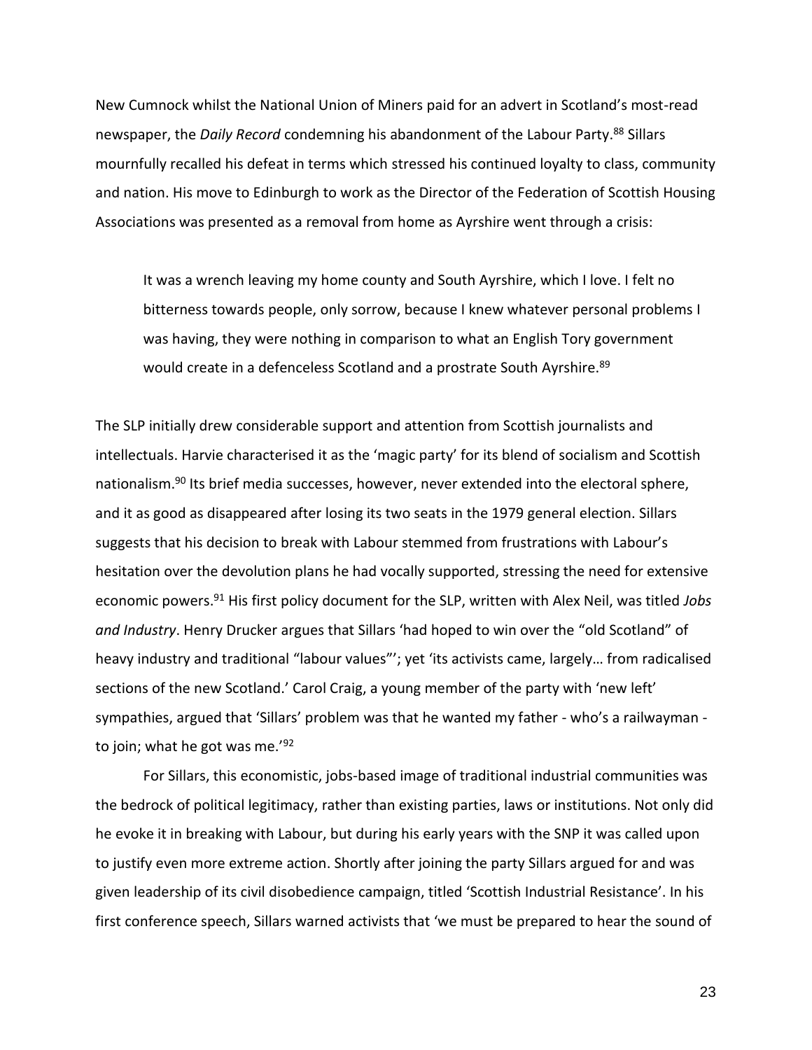New Cumnock whilst the National Union of Miners paid for an advert in Scotland's most-read newspaper, the *Daily Record* condemning his abandonment of the Labour Party.[88] Sillars mournfully recalled his defeat in terms which stressed his continued loyalty to class, community and nation. His move to Edinburgh to work as the Director of the Federation of Scottish Housing Associations was presented as a removal from home as Ayrshire went through a crisis:

> It was a wrench leaving my home county and South Ayrshire, which I love. I felt no bitterness towards people, only sorrow, because I knew whatever personal problems I was having, they were nothing in comparison to what an English Tory government would create in a defenceless Scotland and a prostrate South Ayrshire.[89]

The SLP initially drew considerable support and attention from Scottish journalists and intellectuals. Harvie characterised it as the 'magic party' for its blend of socialism and Scottish nationalism.[90] Its brief media successes, however, never extended into the electoral sphere, and it as good as disappeared after losing its two seats in the 1979 general election. Sillars suggests that his decision to break with Labour stemmed from frustrations with Labour's hesitation over the devolution plans he had vocally supported, stressing the need for extensive economic powers.[91] His first policy document for the SLP, written with Alex Neil, was titled *Jobs and Industry*. Henry Drucker argues that Sillars 'had hoped to win over the "old Scotland" of heavy industry and traditional "labour values"'; yet 'its activists came, largely… from radicalised sections of the new Scotland.' Carol Craig, a young member of the party with 'new left' sympathies, argued that 'Sillars' problem was that he wanted my father - who's a railwayman - to join; what he got was me.'[92]

For Sillars, this economistic, jobs-based image of traditional industrial communities was the bedrock of political legitimacy, rather than existing parties, laws or institutions. Not only did he evoke it in breaking with Labour, but during his early years with the SNP it was called upon to justify even more extreme action. Shortly after joining the party Sillars argued for and was given leadership of its civil disobedience campaign, titled 'Scottish Industrial Resistance'. In his first conference speech, Sillars warned activists that 'we must be prepared to hear the sound of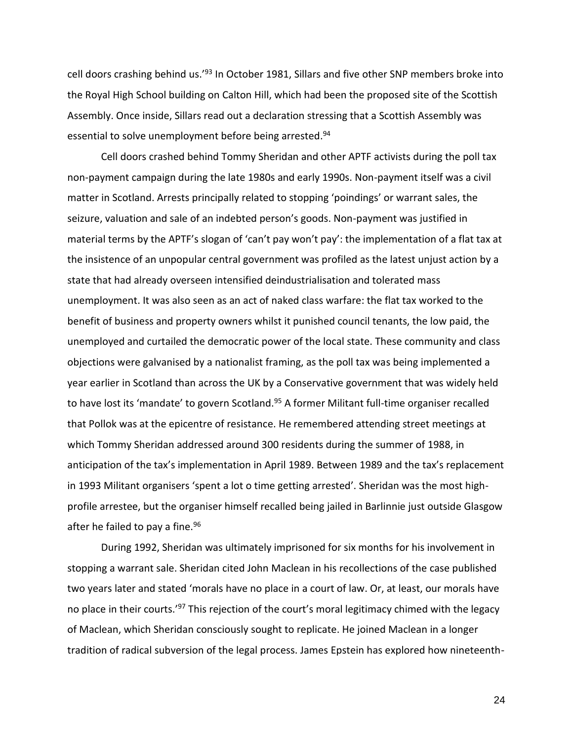cell doors crashing behind us.'[93] In October 1981, Sillars and five other SNP members broke into the Royal High School building on Calton Hill, which had been the proposed site of the Scottish Assembly. Once inside, Sillars read out a declaration stressing that a Scottish Assembly was essential to solve unemployment before being arrested.[94]

Cell doors crashed behind Tommy Sheridan and other APTF activists during the poll tax non-payment campaign during the late 1980s and early 1990s. Non-payment itself was a civil matter in Scotland. Arrests principally related to stopping 'poindings' or warrant sales, the seizure, valuation and sale of an indebted person's goods. Non-payment was justified in material terms by the APTF's slogan of 'can't pay won't pay': the implementation of a flat tax at the insistence of an unpopular central government was profiled as the latest unjust action by a state that had already overseen intensified deindustrialisation and tolerated mass unemployment. It was also seen as an act of naked class warfare: the flat tax worked to the benefit of business and property owners whilst it punished council tenants, the low paid, the unemployed and curtailed the democratic power of the local state. These community and class objections were galvanised by a nationalist framing, as the poll tax was being implemented a year earlier in Scotland than across the UK by a Conservative government that was widely held to have lost its 'mandate' to govern Scotland.[95] A former Militant full-time organiser recalled that Pollok was at the epicentre of resistance. He remembered attending street meetings at which Tommy Sheridan addressed around 300 residents during the summer of 1988, in anticipation of the tax's implementation in April 1989. Between 1989 and the tax's replacement in 1993 Militant organisers 'spent a lot o time getting arrested'. Sheridan was the most high-profile arrestee, but the organiser himself recalled being jailed in Barlinnie just outside Glasgow after he failed to pay a fine.[96]

During 1992, Sheridan was ultimately imprisoned for six months for his involvement in stopping a warrant sale. Sheridan cited John Maclean in his recollections of the case published two years later and stated 'morals have no place in a court of law. Or, at least, our morals have no place in their courts.'[97] This rejection of the court's moral legitimacy chimed with the legacy of Maclean, which Sheridan consciously sought to replicate. He joined Maclean in a longer tradition of radical subversion of the legal process. James Epstein has explored how nineteenth-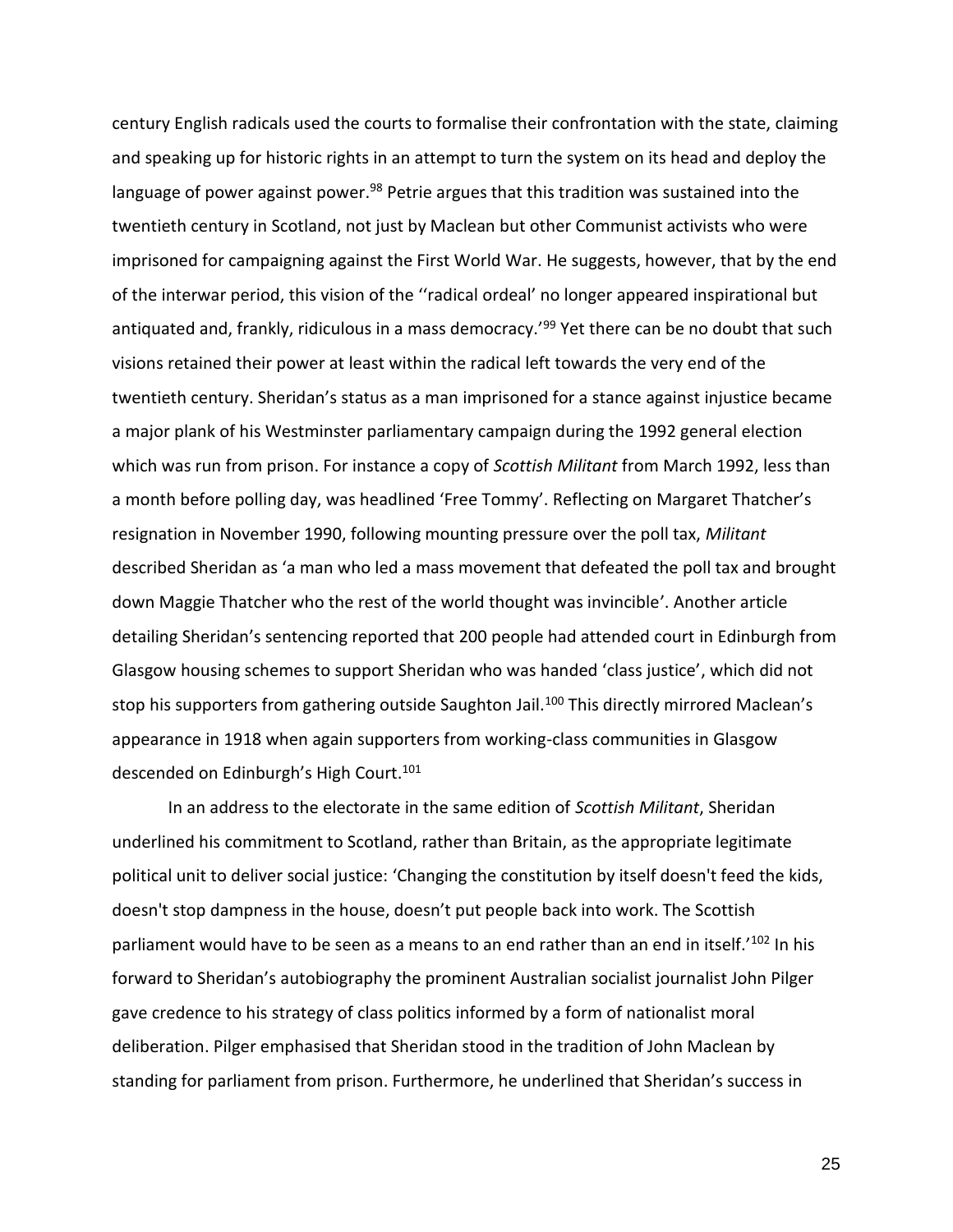century English radicals used the courts to formalise their confrontation with the state, claiming and speaking up for historic rights in an attempt to turn the system on its head and deploy the language of power against power.[98] Petrie argues that this tradition was sustained into the twentieth century in Scotland, not just by Maclean but other Communist activists who were imprisoned for campaigning against the First World War. He suggests, however, that by the end of the interwar period, this vision of the ''radical ordeal' no longer appeared inspirational but antiquated and, frankly, ridiculous in a mass democracy.'[99] Yet there can be no doubt that such visions retained their power at least within the radical left towards the very end of the twentieth century. Sheridan's status as a man imprisoned for a stance against injustice became a major plank of his Westminster parliamentary campaign during the 1992 general election which was run from prison. For instance a copy of *Scottish Militant* from March 1992, less than a month before polling day, was headlined 'Free Tommy'. Reflecting on Margaret Thatcher's resignation in November 1990, following mounting pressure over the poll tax, *Militant* described Sheridan as 'a man who led a mass movement that defeated the poll tax and brought down Maggie Thatcher who the rest of the world thought was invincible'. Another article detailing Sheridan's sentencing reported that 200 people had attended court in Edinburgh from Glasgow housing schemes to support Sheridan who was handed 'class justice', which did not stop his supporters from gathering outside Saughton Jail.[100] This directly mirrored Maclean's appearance in 1918 when again supporters from working-class communities in Glasgow descended on Edinburgh's High Court.[101]

In an address to the electorate in the same edition of *Scottish Militant*, Sheridan underlined his commitment to Scotland, rather than Britain, as the appropriate legitimate political unit to deliver social justice: 'Changing the constitution by itself doesn't feed the kids, doesn't stop dampness in the house, doesn't put people back into work. The Scottish parliament would have to be seen as a means to an end rather than an end in itself.'[102] In his forward to Sheridan's autobiography the prominent Australian socialist journalist John Pilger gave credence to his strategy of class politics informed by a form of nationalist moral deliberation. Pilger emphasised that Sheridan stood in the tradition of John Maclean by standing for parliament from prison. Furthermore, he underlined that Sheridan's success in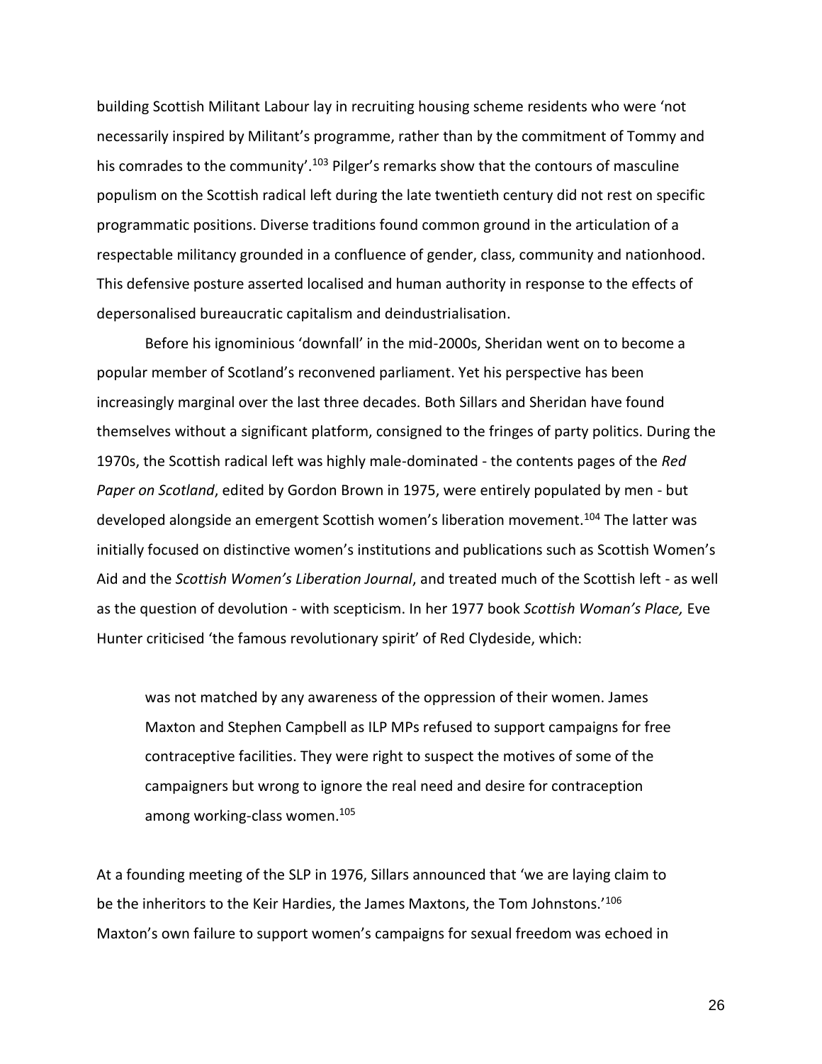building Scottish Militant Labour lay in recruiting housing scheme residents who were 'not necessarily inspired by Militant's programme, rather than by the commitment of Tommy and his comrades to the community'.[103] Pilger's remarks show that the contours of masculine populism on the Scottish radical left during the late twentieth century did not rest on specific programmatic positions. Diverse traditions found common ground in the articulation of a respectable militancy grounded in a confluence of gender, class, community and nationhood. This defensive posture asserted localised and human authority in response to the effects of depersonalised bureaucratic capitalism and deindustrialisation.

Before his ignominious 'downfall' in the mid-2000s, Sheridan went on to become a popular member of Scotland's reconvened parliament. Yet his perspective has been increasingly marginal over the last three decades. Both Sillars and Sheridan have found themselves without a significant platform, consigned to the fringes of party politics. During the 1970s, the Scottish radical left was highly male-dominated - the contents pages of the *Red Paper on Scotland*, edited by Gordon Brown in 1975, were entirely populated by men - but developed alongside an emergent Scottish women's liberation movement.[104] The latter was initially focused on distinctive women's institutions and publications such as Scottish Women's Aid and the *Scottish Women's Liberation Journal*, and treated much of the Scottish left - as well as the question of devolution - with scepticism. In her 1977 book *Scottish Woman's Place,* Eve Hunter criticised 'the famous revolutionary spirit' of Red Clydeside, which:

> was not matched by any awareness of the oppression of their women. James Maxton and Stephen Campbell as ILP MPs refused to support campaigns for free contraceptive facilities. They were right to suspect the motives of some of the campaigners but wrong to ignore the real need and desire for contraception among working-class women.[105]

At a founding meeting of the SLP in 1976, Sillars announced that 'we are laying claim to be the inheritors to the Keir Hardies, the James Maxtons, the Tom Johnstons.'[106] Maxton's own failure to support women's campaigns for sexual freedom was echoed in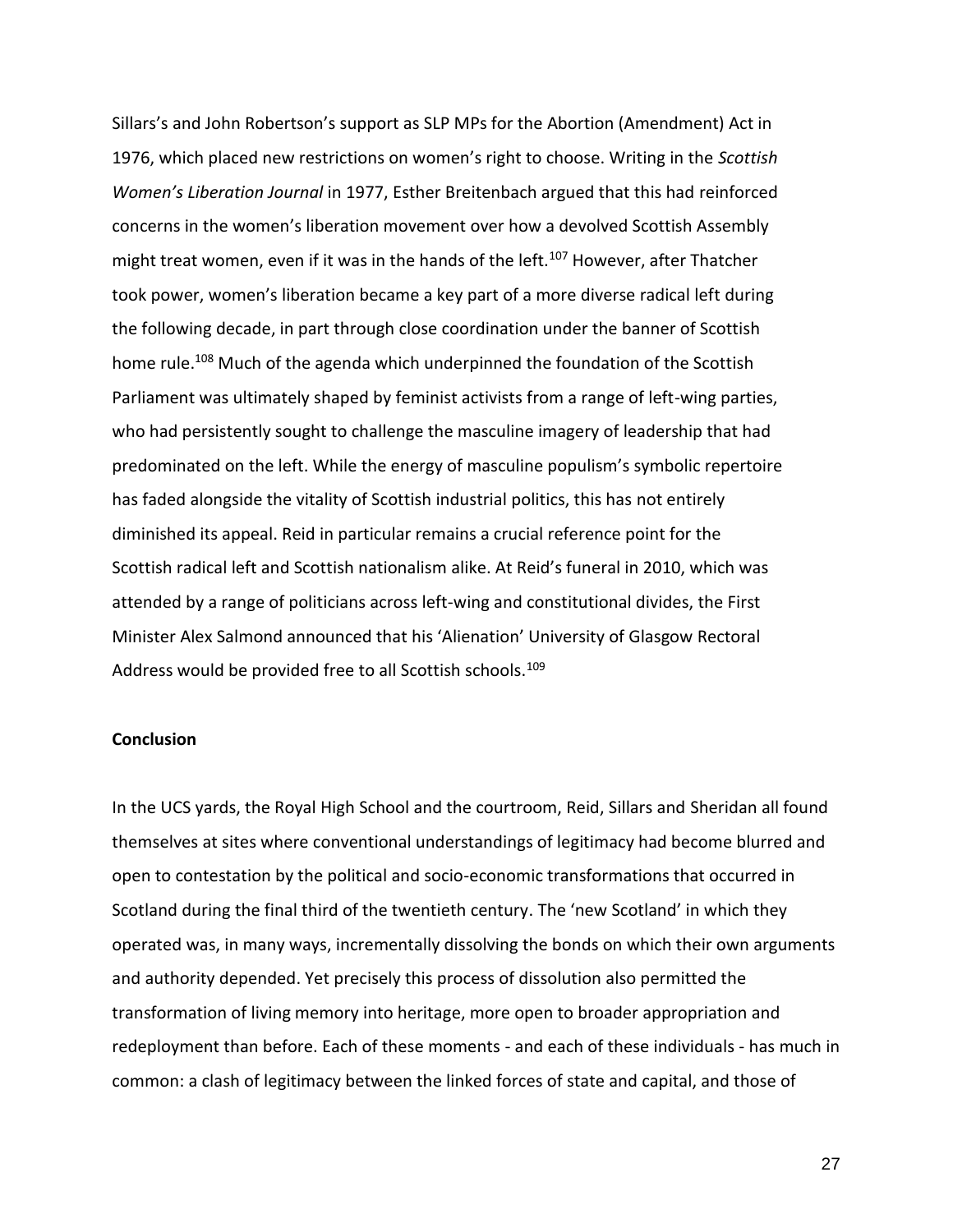Sillars's and John Robertson's support as SLP MPs for the Abortion (Amendment) Act in 1976, which placed new restrictions on women's right to choose. Writing in the *Scottish Women's Liberation Journal* in 1977, Esther Breitenbach argued that this had reinforced concerns in the women's liberation movement over how a devolved Scottish Assembly might treat women, even if it was in the hands of the left.[107] However, after Thatcher took power, women's liberation became a key part of a more diverse radical left during the following decade, in part through close coordination under the banner of Scottish home rule.[108] Much of the agenda which underpinned the foundation of the Scottish Parliament was ultimately shaped by feminist activists from a range of left-wing parties, who had persistently sought to challenge the masculine imagery of leadership that had predominated on the left. While the energy of masculine populism's symbolic repertoire has faded alongside the vitality of Scottish industrial politics, this has not entirely diminished its appeal. Reid in particular remains a crucial reference point for the Scottish radical left and Scottish nationalism alike. At Reid's funeral in 2010, which was attended by a range of politicians across left-wing and constitutional divides, the First Minister Alex Salmond announced that his 'Alienation' University of Glasgow Rectoral Address would be provided free to all Scottish schools.[109]

## Conclusion

In the UCS yards, the Royal High School and the courtroom, Reid, Sillars and Sheridan all found themselves at sites where conventional understandings of legitimacy had become blurred and open to contestation by the political and socio-economic transformations that occurred in Scotland during the final third of the twentieth century. The 'new Scotland' in which they operated was, in many ways, incrementally dissolving the bonds on which their own arguments and authority depended. Yet precisely this process of dissolution also permitted the transformation of living memory into heritage, more open to broader appropriation and redeployment than before. Each of these moments - and each of these individuals - has much in common: a clash of legitimacy between the linked forces of state and capital, and those of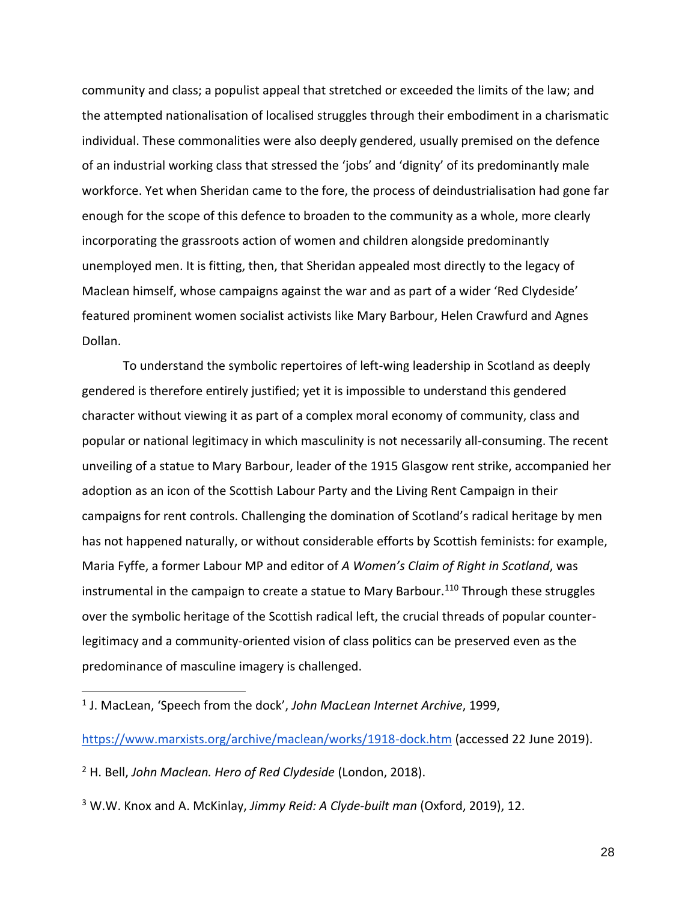community and class; a populist appeal that stretched or exceeded the limits of the law; and the attempted nationalisation of localised struggles through their embodiment in a charismatic individual. These commonalities were also deeply gendered, usually premised on the defence of an industrial working class that stressed the 'jobs' and 'dignity' of its predominantly male workforce. Yet when Sheridan came to the fore, the process of deindustrialisation had gone far enough for the scope of this defence to broaden to the community as a whole, more clearly incorporating the grassroots action of women and children alongside predominantly unemployed men. It is fitting, then, that Sheridan appealed most directly to the legacy of Maclean himself, whose campaigns against the war and as part of a wider 'Red Clydeside' featured prominent women socialist activists like Mary Barbour, Helen Crawfurd and Agnes Dollan.

To understand the symbolic repertoires of left-wing leadership in Scotland as deeply gendered is therefore entirely justified; yet it is impossible to understand this gendered character without viewing it as part of a complex moral economy of community, class and popular or national legitimacy in which masculinity is not necessarily all-consuming. The recent unveiling of a statue to Mary Barbour, leader of the 1915 Glasgow rent strike, accompanied her adoption as an icon of the Scottish Labour Party and the Living Rent Campaign in their campaigns for rent controls. Challenging the domination of Scotland's radical heritage by men has not happened naturally, or without considerable efforts by Scottish feminists: for example, Maria Fyffe, a former Labour MP and editor of *A Women's Claim of Right in Scotland*, was instrumental in the campaign to create a statue to Mary Barbour.[110] Through these struggles over the symbolic heritage of the Scottish radical left, the crucial threads of popular counter-legitimacy and a community-oriented vision of class politics can be preserved even as the predominance of masculine imagery is challenged.

---

[1] J. MacLean, 'Speech from the dock', *John MacLean Internet Archive*, 1999, https://www.marxists.org/archive/maclean/works/1918-dock.htm (accessed 22 June 2019).

[2] H. Bell, *John Maclean. Hero of Red Clydeside* (London, 2018).

[3] W.W. Knox and A. McKinlay, *Jimmy Reid: A Clyde-built man* (Oxford, 2019), 12.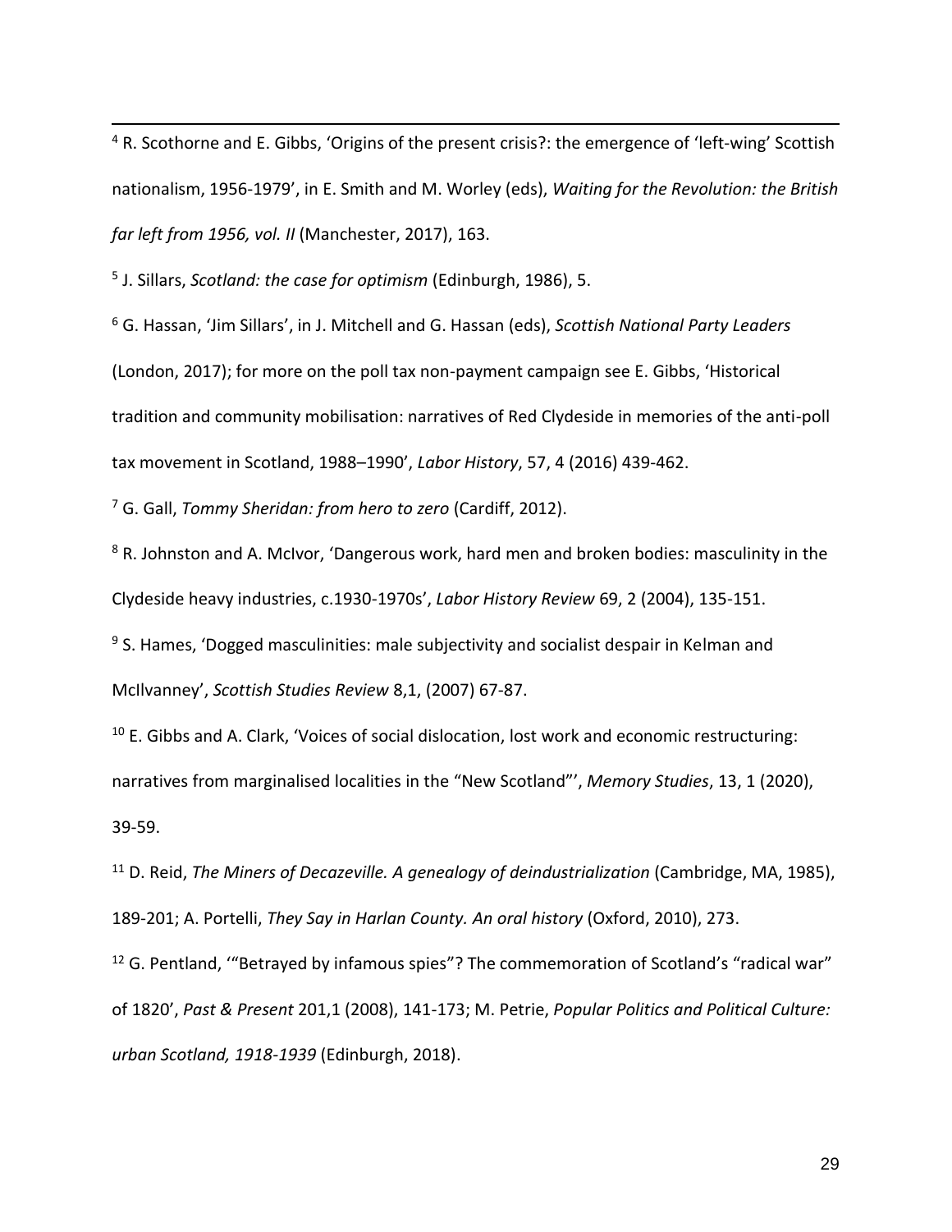[4] R. Scothorne and E. Gibbs, 'Origins of the present crisis?: the emergence of 'left-wing' Scottish nationalism, 1956-1979', in E. Smith and M. Worley (eds), *Waiting for the Revolution: the British far left from 1956, vol. II* (Manchester, 2017), 163.

[5] J. Sillars, *Scotland: the case for optimism* (Edinburgh, 1986), 5.

[6] G. Hassan, 'Jim Sillars', in J. Mitchell and G. Hassan (eds), *Scottish National Party Leaders* (London, 2017); for more on the poll tax non-payment campaign see E. Gibbs, 'Historical tradition and community mobilisation: narratives of Red Clydeside in memories of the anti-poll tax movement in Scotland, 1988–1990', *Labor History*, 57, 4 (2016) 439-462.

[7] G. Gall, *Tommy Sheridan: from hero to zero* (Cardiff, 2012).

[8] R. Johnston and A. McIvor, 'Dangerous work, hard men and broken bodies: masculinity in the Clydeside heavy industries, c.1930-1970s', *Labor History Review* 69, 2 (2004), 135-151.

[9] S. Hames, 'Dogged masculinities: male subjectivity and socialist despair in Kelman and McIlvanney', *Scottish Studies Review* 8,1, (2007) 67-87.

[10] E. Gibbs and A. Clark, 'Voices of social dislocation, lost work and economic restructuring: narratives from marginalised localities in the "New Scotland"', *Memory Studies*, 13, 1 (2020), 39-59.

[11] D. Reid, *The Miners of Decazeville. A genealogy of deindustrialization* (Cambridge, MA, 1985), 189-201; A. Portelli, *They Say in Harlan County. An oral history* (Oxford, 2010), 273.

[12] G. Pentland, '"Betrayed by infamous spies"? The commemoration of Scotland's "radical war" of 1820', *Past & Present* 201,1 (2008), 141-173; M. Petrie, *Popular Politics and Political Culture: urban Scotland, 1918-1939* (Edinburgh, 2018).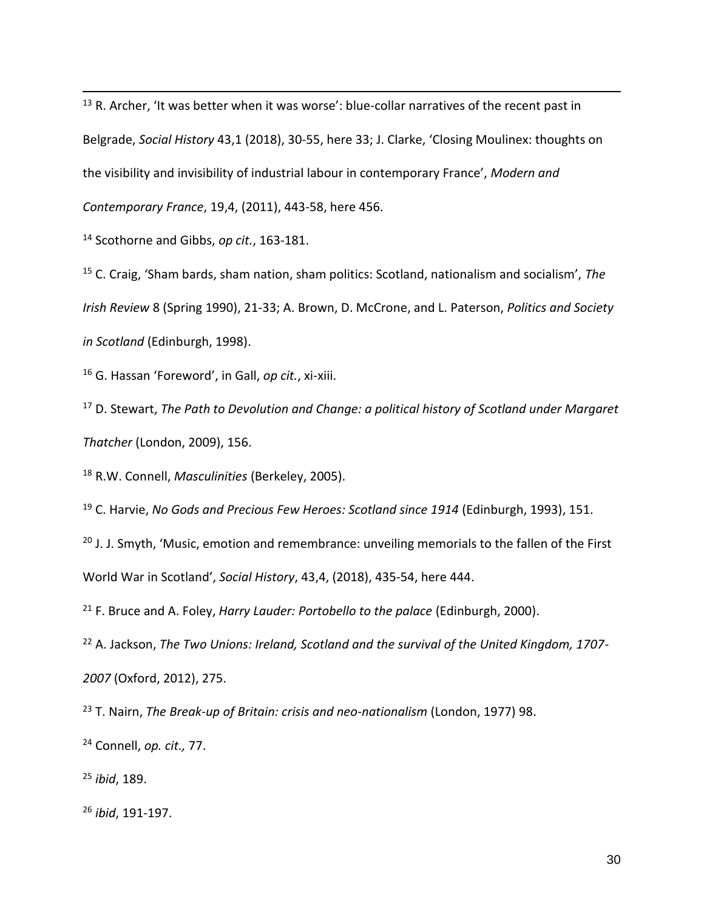[13] R. Archer, 'It was better when it was worse': blue-collar narratives of the recent past in Belgrade, *Social History* 43,1 (2018), 30-55, here 33; J. Clarke, 'Closing Moulinex: thoughts on the visibility and invisibility of industrial labour in contemporary France', *Modern and Contemporary France*, 19,4, (2011), 443-58, here 456.

[14] Scothorne and Gibbs, *op cit.*, 163-181.

[15] C. Craig, 'Sham bards, sham nation, sham politics: Scotland, nationalism and socialism', *The Irish Review* 8 (Spring 1990), 21-33; A. Brown, D. McCrone, and L. Paterson, *Politics and Society in Scotland* (Edinburgh, 1998).

[16] G. Hassan 'Foreword', in Gall, *op cit.*, xi-xiii.

[17] D. Stewart, *The Path to Devolution and Change: a political history of Scotland under Margaret Thatcher* (London, 2009), 156.

[18] R.W. Connell, *Masculinities* (Berkeley, 2005).

[19] C. Harvie, *No Gods and Precious Few Heroes: Scotland since 1914* (Edinburgh, 1993), 151.

[20] J. J. Smyth, 'Music, emotion and remembrance: unveiling memorials to the fallen of the First World War in Scotland', *Social History*, 43,4, (2018), 435-54, here 444.

[21] F. Bruce and A. Foley, *Harry Lauder: Portobello to the palace* (Edinburgh, 2000).

[22] A. Jackson, *The Two Unions: Ireland, Scotland and the survival of the United Kingdom, 1707-2007* (Oxford, 2012), 275.

[23] T. Nairn, *The Break-up of Britain: crisis and neo-nationalism* (London, 1977) 98.

[24] Connell, *op. cit.,* 77.

[25] *ibid*, 189.

[26] *ibid*, 191-197.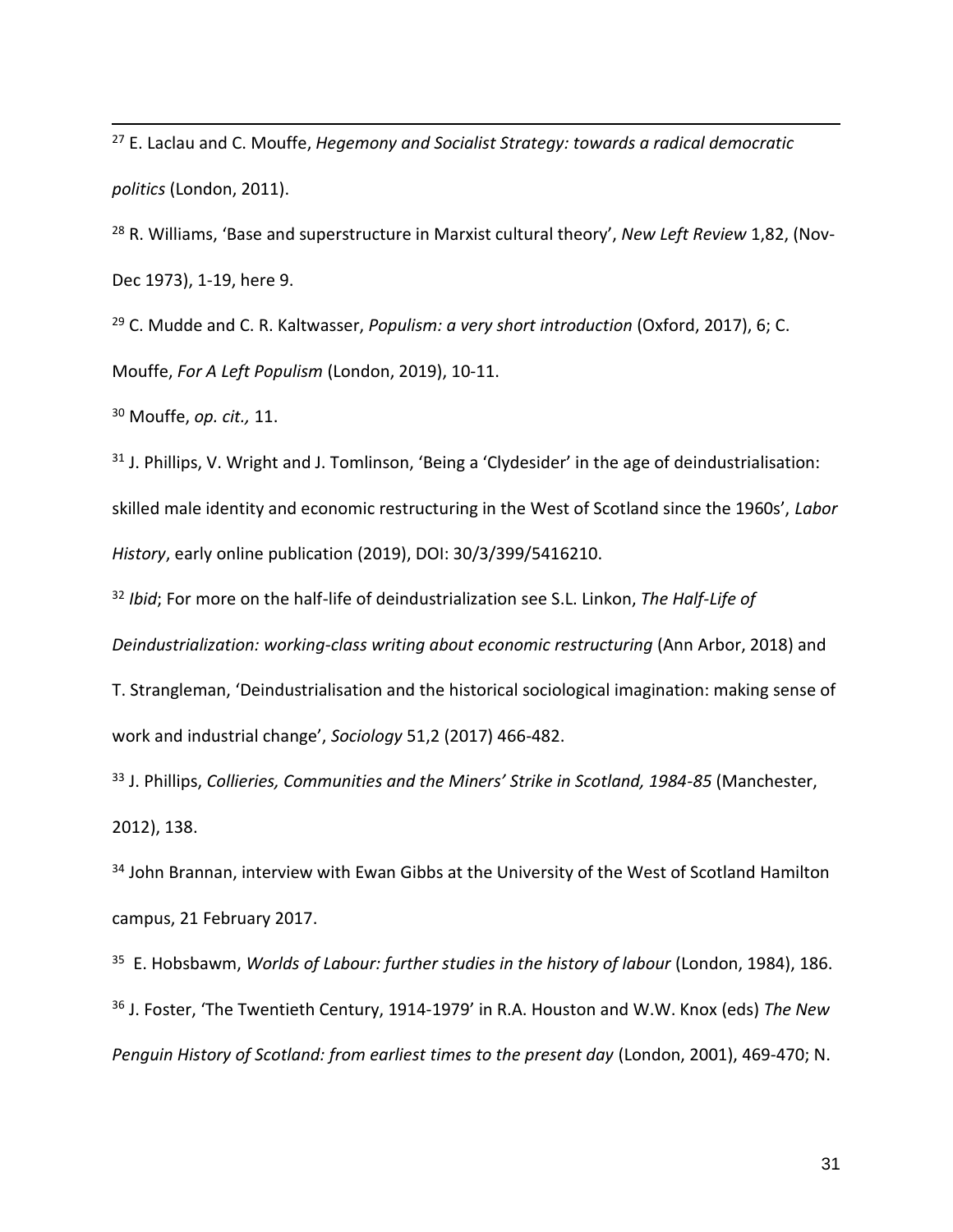[27] E. Laclau and C. Mouffe, *Hegemony and Socialist Strategy: towards a radical democratic politics* (London, 2011).

[28] R. Williams, 'Base and superstructure in Marxist cultural theory', *New Left Review* 1,82, (Nov-Dec 1973), 1-19, here 9.

[29] C. Mudde and C. R. Kaltwasser, *Populism: a very short introduction* (Oxford, 2017), 6; C. Mouffe, *For A Left Populism* (London, 2019), 10-11.

[30] Mouffe, *op. cit.,* 11.

[31] J. Phillips, V. Wright and J. Tomlinson, 'Being a 'Clydesider' in the age of deindustrialisation: skilled male identity and economic restructuring in the West of Scotland since the 1960s', *Labor History*, early online publication (2019), DOI: 30/3/399/5416210.

[32] *Ibid*; For more on the half-life of deindustrialization see S.L. Linkon, *The Half-Life of Deindustrialization: working-class writing about economic restructuring* (Ann Arbor, 2018) and T. Strangleman, 'Deindustrialisation and the historical sociological imagination: making sense of work and industrial change', *Sociology* 51,2 (2017) 466-482.

[33] J. Phillips, *Collieries, Communities and the Miners' Strike in Scotland, 1984-85* (Manchester, 2012), 138.

[34] John Brannan, interview with Ewan Gibbs at the University of the West of Scotland Hamilton campus, 21 February 2017.

[35] E. Hobsbawm, *Worlds of Labour: further studies in the history of labour* (London, 1984), 186.

[36] J. Foster, 'The Twentieth Century, 1914-1979' in R.A. Houston and W.W. Knox (eds) *The New Penguin History of Scotland: from earliest times to the present day* (London, 2001), 469-470; N.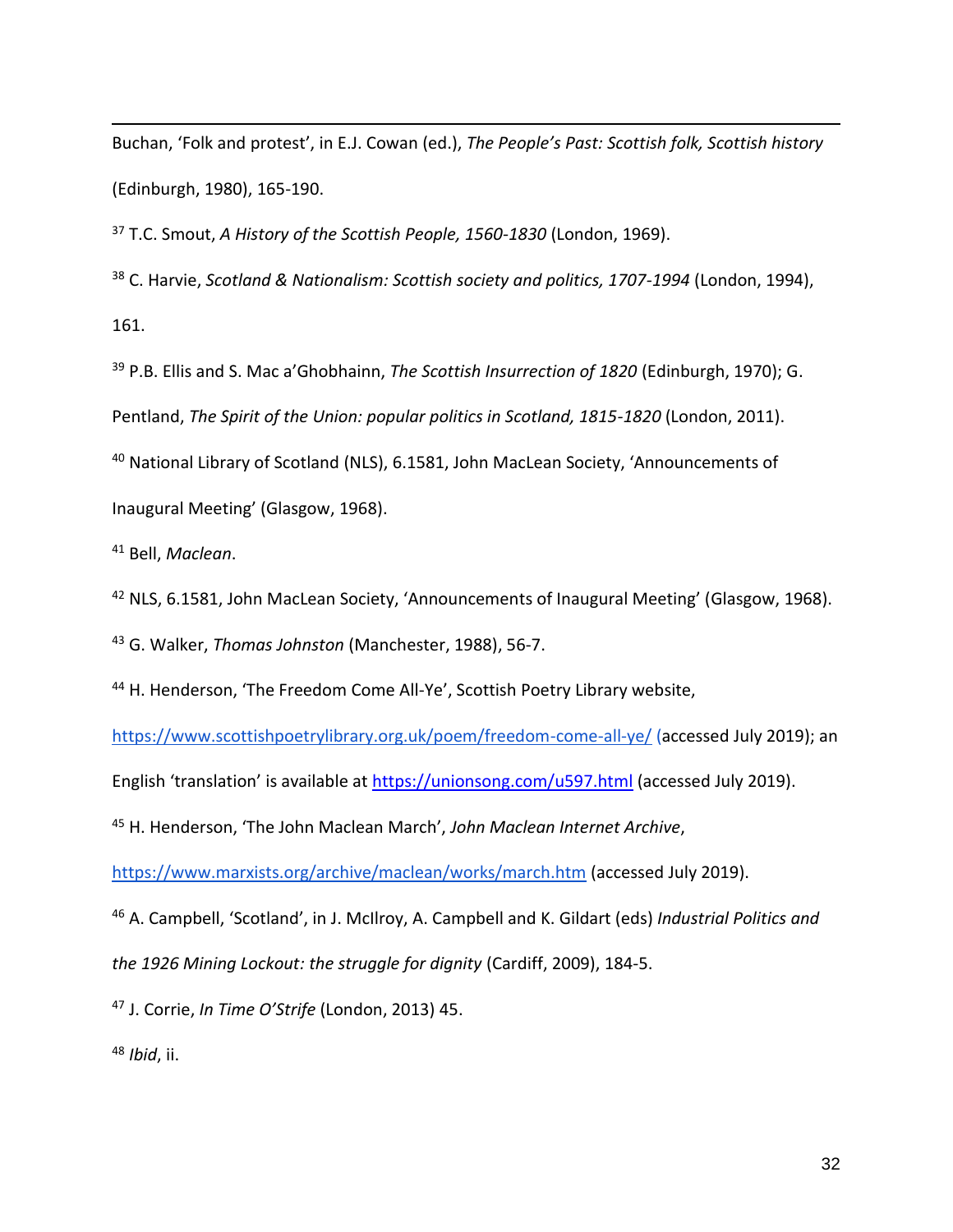Buchan, 'Folk and protest', in E.J. Cowan (ed.), *The People's Past: Scottish folk, Scottish history* (Edinburgh, 1980), 165-190.

[37] T.C. Smout, *A History of the Scottish People, 1560-1830* (London, 1969).

[38] C. Harvie, *Scotland & Nationalism: Scottish society and politics, 1707-1994* (London, 1994), 161.

[39] P.B. Ellis and S. Mac a'Ghobhainn, *The Scottish Insurrection of 1820* (Edinburgh, 1970); G. Pentland, *The Spirit of the Union: popular politics in Scotland, 1815-1820* (London, 2011).

[40] National Library of Scotland (NLS), 6.1581, John MacLean Society, 'Announcements of Inaugural Meeting' (Glasgow, 1968).

[41] Bell, *Maclean*.

[42] NLS, 6.1581, John MacLean Society, 'Announcements of Inaugural Meeting' (Glasgow, 1968).

[43] G. Walker, *Thomas Johnston* (Manchester, 1988), 56-7.

[44] H. Henderson, 'The Freedom Come All-Ye', Scottish Poetry Library website, https://www.scottishpoetrylibrary.org.uk/poem/freedom-come-all-ye/ (accessed July 2019); an English 'translation' is available at https://unionsong.com/u597.html (accessed July 2019).

[45] H. Henderson, 'The John Maclean March', *John Maclean Internet Archive*, https://www.marxists.org/archive/maclean/works/march.htm (accessed July 2019).

[46] A. Campbell, 'Scotland', in J. McIlroy, A. Campbell and K. Gildart (eds) *Industrial Politics and the 1926 Mining Lockout: the struggle for dignity* (Cardiff, 2009), 184-5.

[47] J. Corrie, *In Time O'Strife* (London, 2013) 45.

[48] *Ibid*, ii.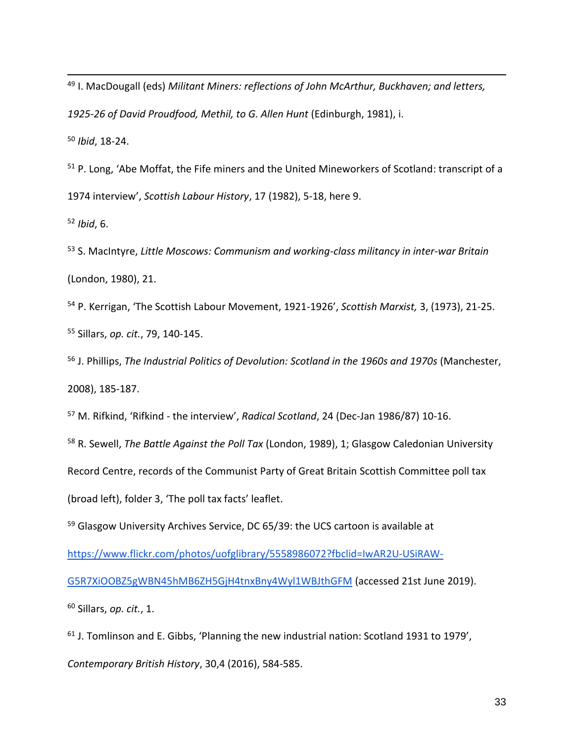[49] I. MacDougall (eds) *Militant Miners: reflections of John McArthur, Buckhaven; and letters, 1925-26 of David Proudfood, Methil, to G. Allen Hunt* (Edinburgh, 1981), i.

[50] *Ibid*, 18-24.

[51] P. Long, 'Abe Moffat, the Fife miners and the United Mineworkers of Scotland: transcript of a 1974 interview', *Scottish Labour History*, 17 (1982), 5-18, here 9.

[52] *Ibid*, 6.

[53] S. MacIntyre, *Little Moscows: Communism and working-class militancy in inter-war Britain* (London, 1980), 21.

[54] P. Kerrigan, 'The Scottish Labour Movement, 1921-1926', *Scottish Marxist,* 3, (1973), 21-25.

[55] Sillars, *op. cit.*, 79, 140-145.

[56] J. Phillips, *The Industrial Politics of Devolution: Scotland in the 1960s and 1970s* (Manchester, 2008), 185-187.

[57] M. Rifkind, 'Rifkind - the interview', *Radical Scotland*, 24 (Dec-Jan 1986/87) 10-16.

[58] R. Sewell, *The Battle Against the Poll Tax* (London, 1989), 1; Glasgow Caledonian University Record Centre, records of the Communist Party of Great Britain Scottish Committee poll tax (broad left), folder 3, 'The poll tax facts' leaflet.

[59] Glasgow University Archives Service, DC 65/39: the UCS cartoon is available at https://www.flickr.com/photos/uofglibrary/5558986072?fbclid=IwAR2U-USiRAW-G5R7XiOOBZ5gWBN45hMB6ZH5GjH4tnxBny4Wyl1WBJthGFM (accessed 21st June 2019).

[60] Sillars, *op. cit.*, 1.

[61] J. Tomlinson and E. Gibbs, 'Planning the new industrial nation: Scotland 1931 to 1979', *Contemporary British History*, 30,4 (2016), 584-585.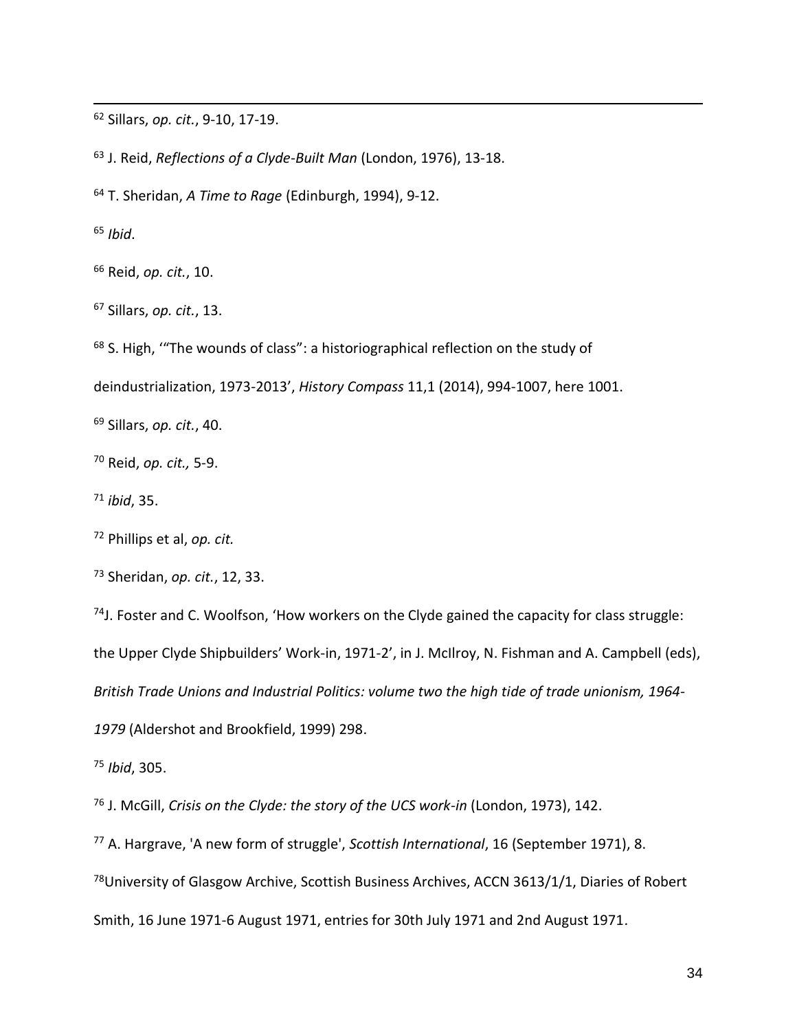[62] Sillars, *op. cit.*, 9-10, 17-19.

[63] J. Reid, *Reflections of a Clyde-Built Man* (London, 1976), 13-18.

[64] T. Sheridan, *A Time to Rage* (Edinburgh, 1994), 9-12.

[65] *Ibid*.

[66] Reid, *op. cit.*, 10.

[67] Sillars, *op. cit.*, 13.

[68] S. High, '"The wounds of class": a historiographical reflection on the study of deindustrialization, 1973-2013', *History Compass* 11,1 (2014), 994-1007, here 1001.

[69] Sillars, *op. cit.*, 40.

[70] Reid, *op. cit.,* 5-9.

[71] *ibid*, 35.

[72] Phillips et al, *op. cit.*

[73] Sheridan, *op. cit.*, 12, 33.

[74] J. Foster and C. Woolfson, 'How workers on the Clyde gained the capacity for class struggle: the Upper Clyde Shipbuilders' Work-in, 1971-2', in J. McIlroy, N. Fishman and A. Campbell (eds), *British Trade Unions and Industrial Politics: volume two the high tide of trade unionism, 1964-1979* (Aldershot and Brookfield, 1999) 298.

[75] *Ibid*, 305.

[76] J. McGill, *Crisis on the Clyde: the story of the UCS work-in* (London, 1973), 142.

[77] A. Hargrave, 'A new form of struggle', *Scottish International*, 16 (September 1971), 8.

[78] University of Glasgow Archive, Scottish Business Archives, ACCN 3613/1/1, Diaries of Robert Smith, 16 June 1971-6 August 1971, entries for 30th July 1971 and 2nd August 1971.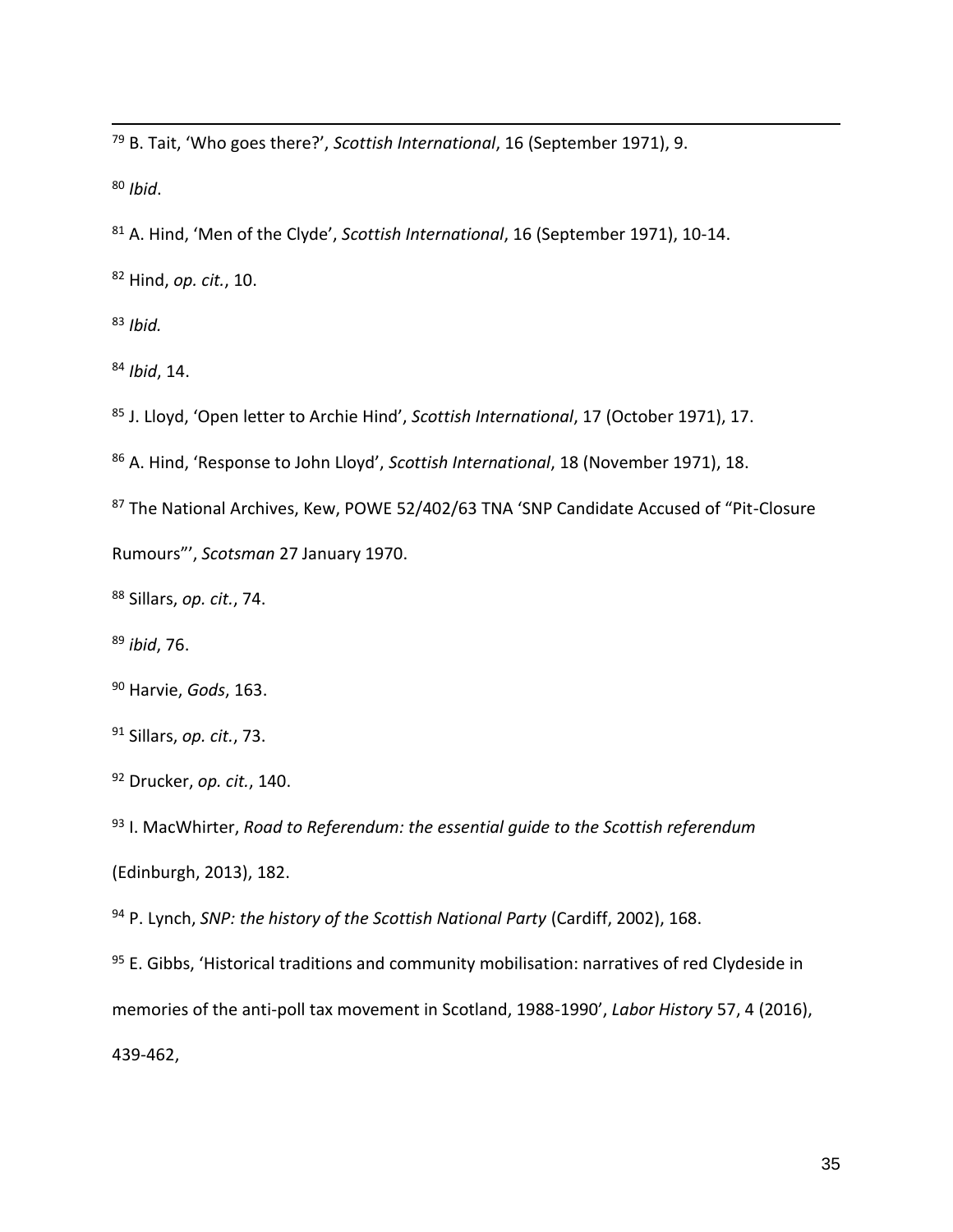[79] B. Tait, 'Who goes there?', *Scottish International*, 16 (September 1971), 9.

[80] *Ibid*.

[81] A. Hind, 'Men of the Clyde', *Scottish International*, 16 (September 1971), 10-14.

[82] Hind, *op. cit.*, 10.

[83] *Ibid.*

[84] *Ibid*, 14.

[85] J. Lloyd, 'Open letter to Archie Hind', *Scottish International*, 17 (October 1971), 17.

[86] A. Hind, 'Response to John Lloyd', *Scottish International*, 18 (November 1971), 18.

[87] The National Archives, Kew, POWE 52/402/63 TNA 'SNP Candidate Accused of "Pit-Closure Rumours"', *Scotsman* 27 January 1970.

[88] Sillars, *op. cit.*, 74.

[89] *ibid*, 76.

[90] Harvie, *Gods*, 163.

[91] Sillars, *op. cit.*, 73.

[92] Drucker, *op. cit.*, 140.

[93] I. MacWhirter, *Road to Referendum: the essential guide to the Scottish referendum* (Edinburgh, 2013), 182.

[94] P. Lynch, *SNP: the history of the Scottish National Party* (Cardiff, 2002), 168.

[95] E. Gibbs, 'Historical traditions and community mobilisation: narratives of red Clydeside in memories of the anti-poll tax movement in Scotland, 1988-1990', *Labor History* 57, 4 (2016), 439-462,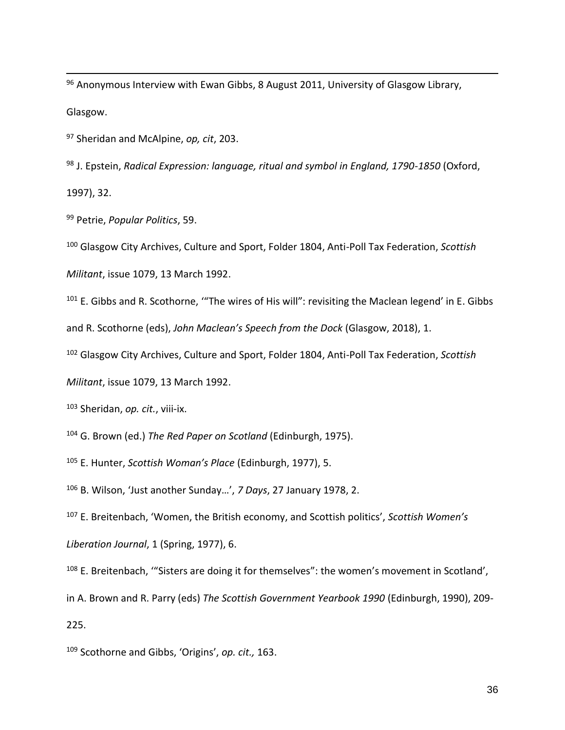[96] Anonymous Interview with Ewan Gibbs, 8 August 2011, University of Glasgow Library, Glasgow.

[97] Sheridan and McAlpine, *op, cit*, 203.

[98] J. Epstein, *Radical Expression: language, ritual and symbol in England, 1790-1850* (Oxford, 1997), 32.

[99] Petrie, *Popular Politics*, 59.

[100] Glasgow City Archives, Culture and Sport, Folder 1804, Anti-Poll Tax Federation, *Scottish Militant*, issue 1079, 13 March 1992.

[101] E. Gibbs and R. Scothorne, '"The wires of His will": revisiting the Maclean legend' in E. Gibbs and R. Scothorne (eds), *John Maclean's Speech from the Dock* (Glasgow, 2018), 1.

[102] Glasgow City Archives, Culture and Sport, Folder 1804, Anti-Poll Tax Federation, *Scottish Militant*, issue 1079, 13 March 1992.

[103] Sheridan, *op. cit.*, viii-ix.

[104] G. Brown (ed.) *The Red Paper on Scotland* (Edinburgh, 1975).

[105] E. Hunter, *Scottish Woman's Place* (Edinburgh, 1977), 5.

[106] B. Wilson, 'Just another Sunday…', *7 Days*, 27 January 1978, 2.

[107] E. Breitenbach, 'Women, the British economy, and Scottish politics', *Scottish Women's Liberation Journal*, 1 (Spring, 1977), 6.

[108] E. Breitenbach, '"Sisters are doing it for themselves": the women's movement in Scotland', in A. Brown and R. Parry (eds) *The Scottish Government Yearbook 1990* (Edinburgh, 1990), 209-225.

[109] Scothorne and Gibbs, 'Origins', *op. cit.,* 163.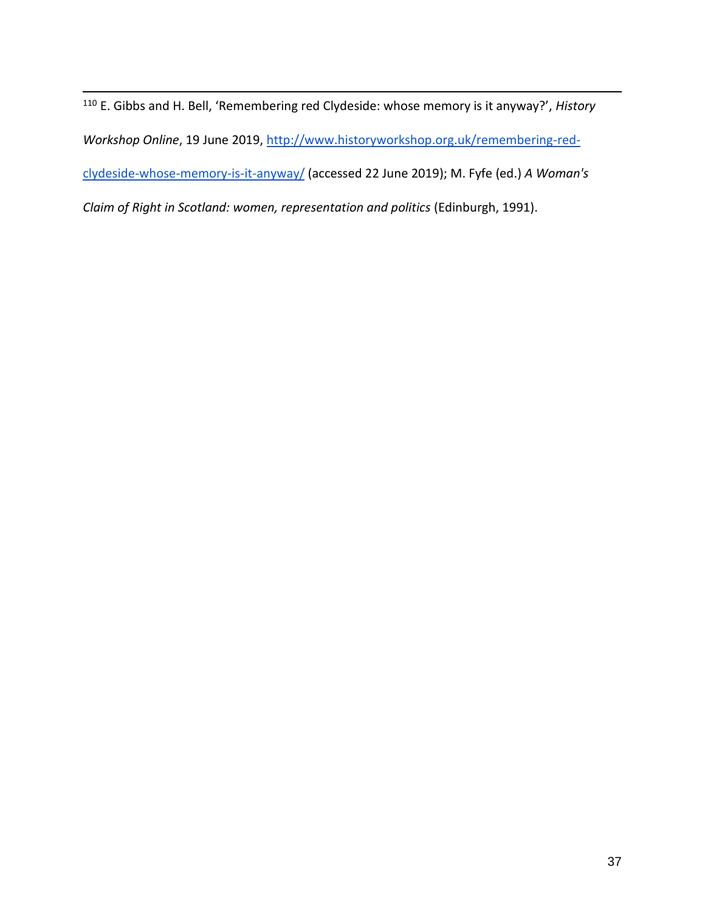[110] E. Gibbs and H. Bell, 'Remembering red Clydeside: whose memory is it anyway?', *History Workshop Online*, 19 June 2019, http://www.historyworkshop.org.uk/remembering-red-clydeside-whose-memory-is-it-anyway/ (accessed 22 June 2019); M. Fyfe (ed.) *A Woman's Claim of Right in Scotland: women, representation and politics* (Edinburgh, 1991).